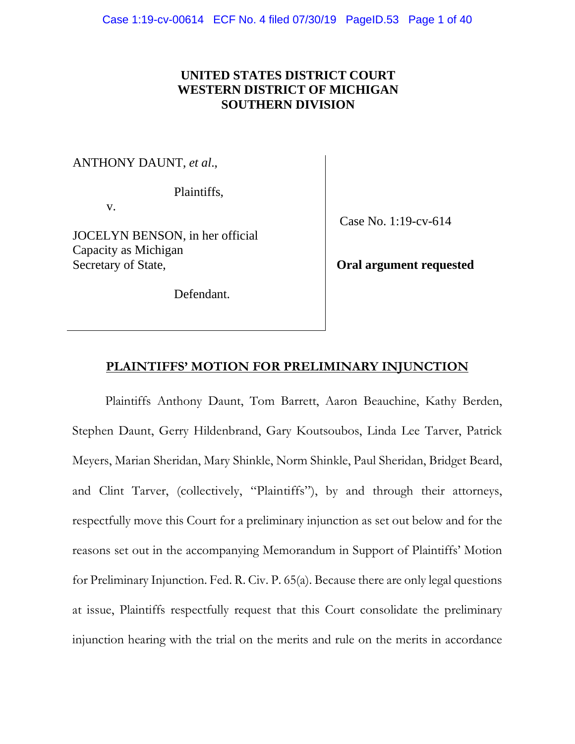**UNITED STATES DISTRICT COURT**
**WESTERN DISTRICT OF MICHIGAN**
**SOUTHERN DIVISION**

ANTHONY DAUNT, *et al*.,

Plaintiffs,

v.

JOCELYN BENSON, in her official Capacity as Michigan Secretary of State,

Defendant.

Case No. 1:19-cv-614

**Oral argument requested**

## PLAINTIFFS' MOTION FOR PRELIMINARY INJUNCTION

Plaintiffs Anthony Daunt, Tom Barrett, Aaron Beauchine, Kathy Berden, Stephen Daunt, Gerry Hildenbrand, Gary Koutsoubos, Linda Lee Tarver, Patrick Meyers, Marian Sheridan, Mary Shinkle, Norm Shinkle, Paul Sheridan, Bridget Beard, and Clint Tarver, (collectively, "Plaintiffs"), by and through their attorneys, respectfully move this Court for a preliminary injunction as set out below and for the reasons set out in the accompanying Memorandum in Support of Plaintiffs' Motion for Preliminary Injunction. Fed. R. Civ. P. 65(a). Because there are only legal questions at issue, Plaintiffs respectfully request that this Court consolidate the preliminary injunction hearing with the trial on the merits and rule on the merits in accordance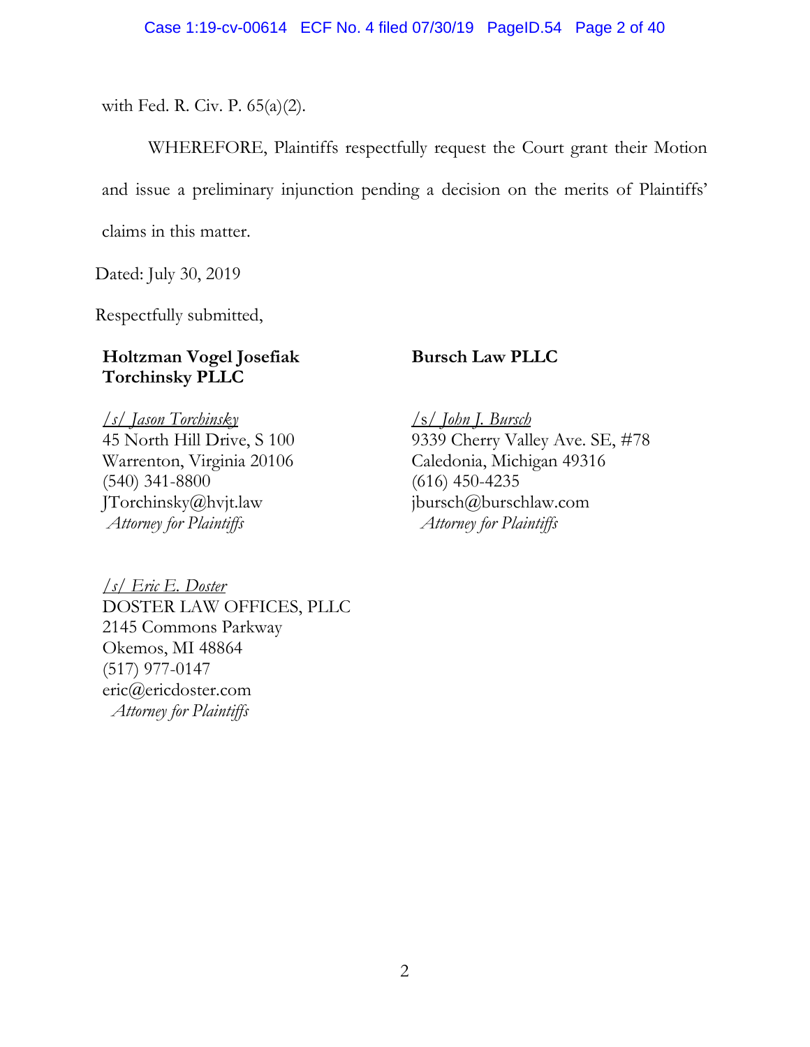with Fed. R. Civ. P. 65(a)(2).

WHEREFORE, Plaintiffs respectfully request the Court grant their Motion and issue a preliminary injunction pending a decision on the merits of Plaintiffs' claims in this matter.

Dated: July 30, 2019

Respectfully submitted,

**Holtzman Vogel Josefiak Torchinsky PLLC**

*/s/ Jason Torchinsky*
45 North Hill Drive, S 100
Warrenton, Virginia 20106
(540) 341-8800
JTorchinsky@hvjt.law
*Attorney for Plaintiffs*

**Bursch Law PLLC**

*/s/ John J. Bursch*
9339 Cherry Valley Ave. SE, #78
Caledonia, Michigan 49316
(616) 450-4235
jbursch@burschlaw.com
*Attorney for Plaintiffs*

*/s/ Eric E. Doster*
DOSTER LAW OFFICES, PLLC
2145 Commons Parkway
Okemos, MI 48864
(517) 977-0147
eric@ericdoster.com
*Attorney for Plaintiffs*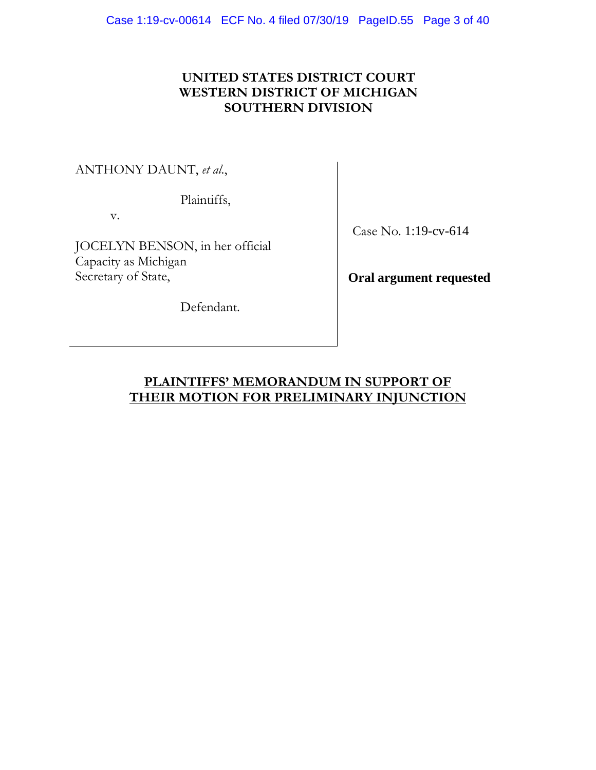**UNITED STATES DISTRICT COURT**
**WESTERN DISTRICT OF MICHIGAN**
**SOUTHERN DIVISION**

ANTHONY DAUNT, *et al.*,

Plaintiffs,

v.

JOCELYN BENSON, in her official Capacity as Michigan Secretary of State,

Defendant.

Case No. 1:19-cv-614

**Oral argument requested**

**PLAINTIFFS' MEMORANDUM IN SUPPORT OF THEIR MOTION FOR PRELIMINARY INJUNCTION**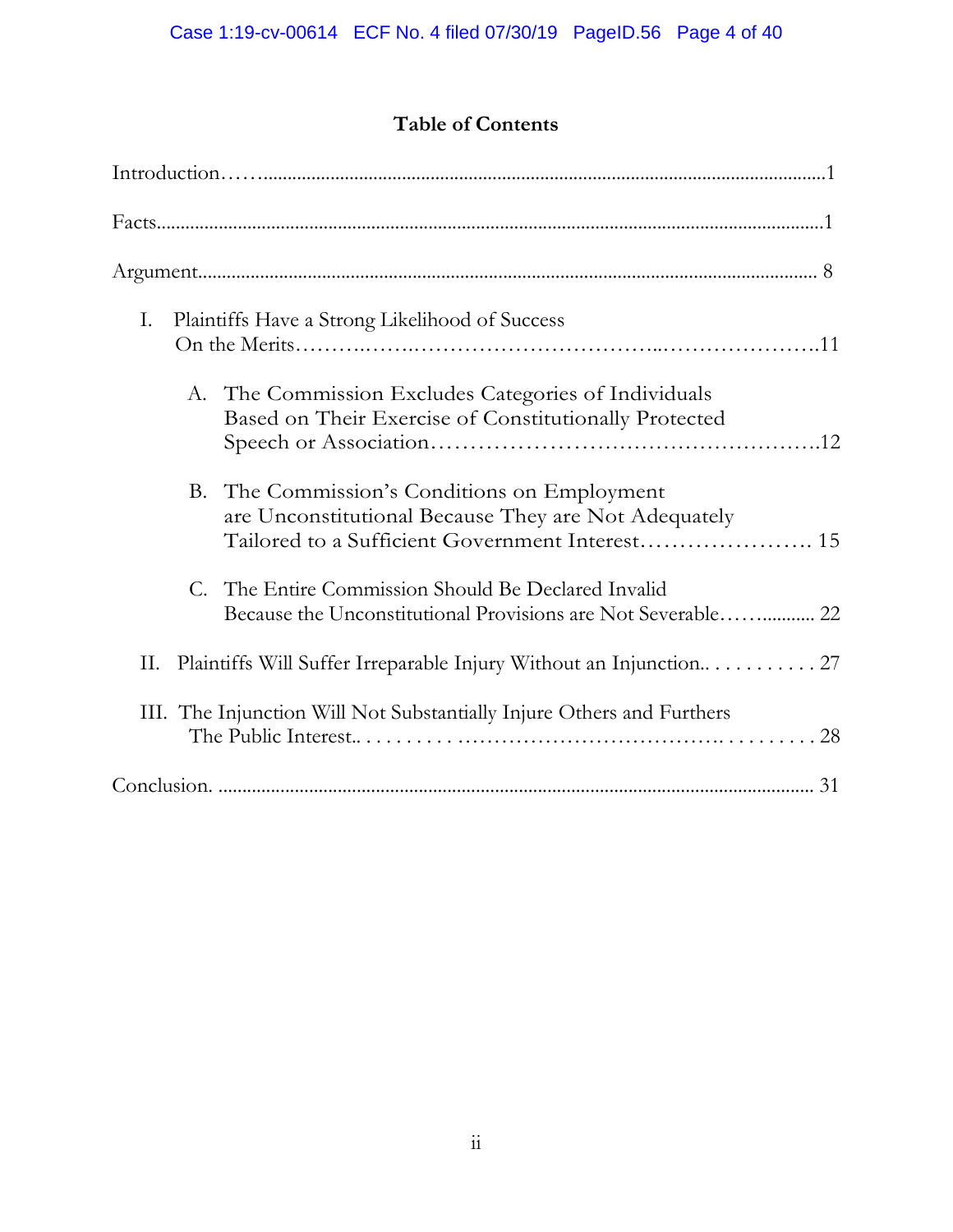# Table of Contents

Introduction……………………………………………………………………1

Facts……………………………………………………………………………1

Argument………………………………………………………………………8

- I. Plaintiffs Have a Strong Likelihood of Success On the Merits……………………………………………………11
  - A. The Commission Excludes Categories of Individuals Based on Their Exercise of Constitutionally Protected Speech or Association……………………………………………12
  - B. The Commission's Conditions on Employment are Unconstitutional Because They are Not Adequately Tailored to a Sufficient Government Interest…………………15
  - C. The Entire Commission Should Be Declared Invalid Because the Unconstitutional Provisions are Not Severable………22
- II. Plaintiffs Will Suffer Irreparable Injury Without an Injunction……………27
- III. The Injunction Will Not Substantially Injure Others and Furthers The Public Interest……………………………………………28

Conclusion……………………………………………………………………31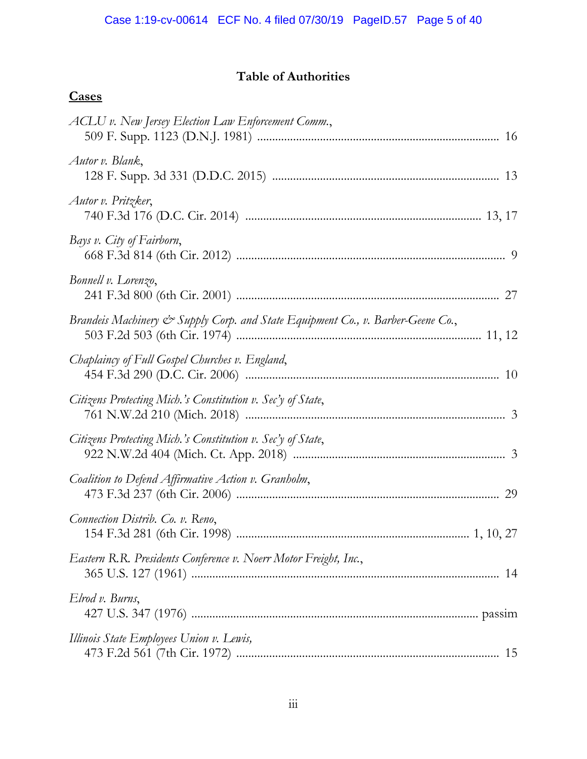## Table of Authorities

**Cases**

*ACLU v. New Jersey Election Law Enforcement Comm.*,
509 F. Supp. 1123 (D.N.J. 1981) ............................................................................... 16

*Autor v. Blank*,
128 F. Supp. 3d 331 (D.D.C. 2015) ........................................................................... 13

*Autor v. Pritzker*,
740 F.3d 176 (D.C. Cir. 2014) ............................................................................. 13, 17

*Bays v. City of Fairborn*,
668 F.3d 814 (6th Cir. 2012) ....................................................................................... 9

*Bonnell v. Lorenzo*,
241 F.3d 800 (6th Cir. 2001) ..................................................................................... 27

*Brandeis Machinery & Supply Corp. and State Equipment Co., v. Barber-Geene Co.*,
503 F.2d 503 (6th Cir. 1974) ................................................................................ 11, 12

*Chaplaincy of Full Gospel Churches v. England*,
454 F.3d 290 (D.C. Cir. 2006) .................................................................................. 10

*Citizens Protecting Mich.'s Constitution v. Sec'y of State*,
761 N.W.2d 210 (Mich. 2018) ..................................................................................... 3

*Citizens Protecting Mich.'s Constitution v. Sec'y of State*,
922 N.W.2d 404 (Mich. Ct. App. 2018) ..................................................................... 3

*Coalition to Defend Affirmative Action v. Granholm*,
473 F.3d 237 (6th Cir. 2006) ..................................................................................... 29

*Connection Distrib. Co. v. Reno*,
154 F.3d 281 (6th Cir. 1998) ............................................................................ 1, 10, 27

*Eastern R.R. Presidents Conference v. Noerr Motor Freight, Inc.*,
365 U.S. 127 (1961) .................................................................................................. 14

*Elrod v. Burns*,
427 U.S. 347 (1976) .............................................................................................. passim

*Illinois State Employees Union v. Lewis,*
473 F.2d 561 (7th Cir. 1972) ..................................................................................... 15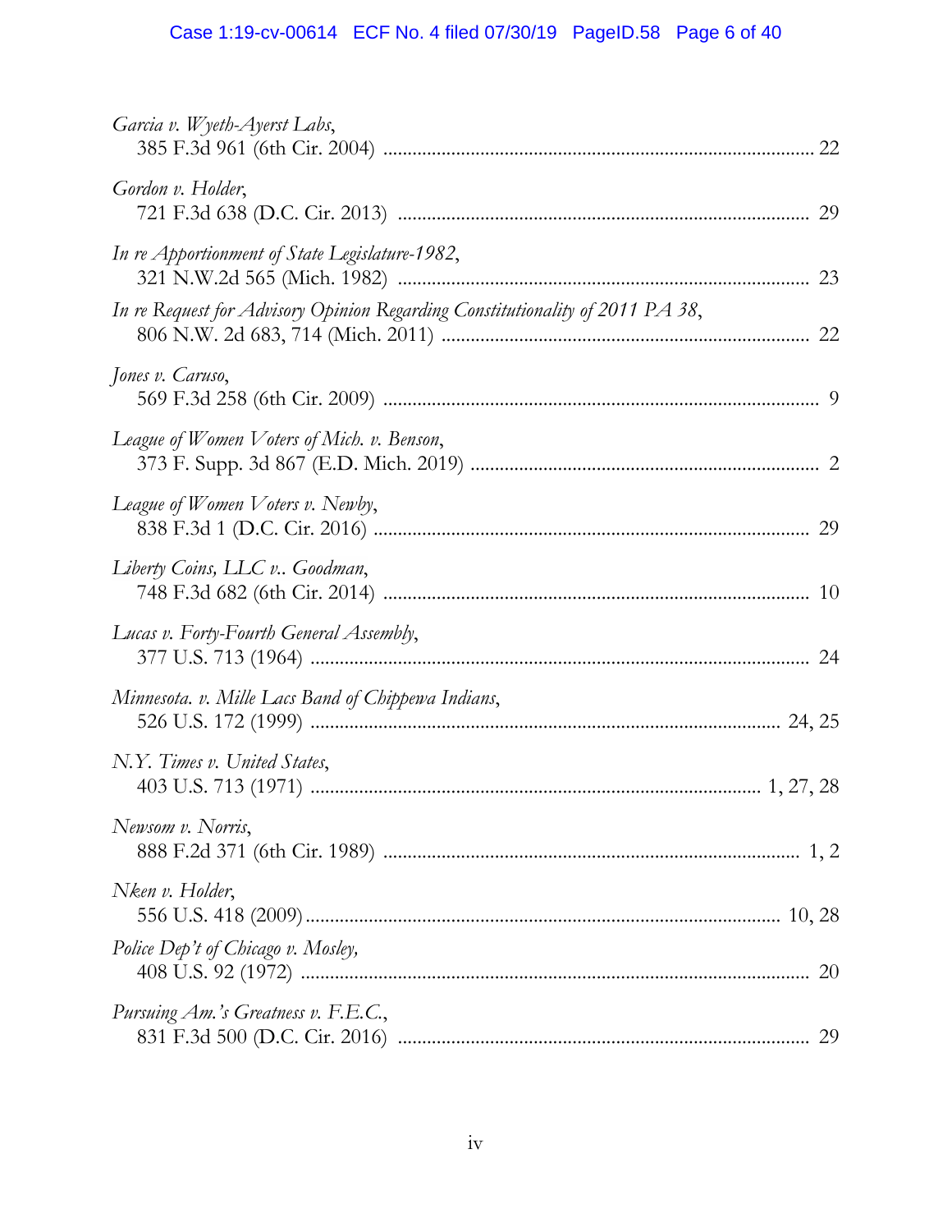*Garcia v. Wyeth-Ayerst Labs*,
385 F.3d 961 (6th Cir. 2004) .......................................................................................... 22

*Gordon v. Holder*,
721 F.3d 638 (D.C. Cir. 2013) ...................................................................................... 29

*In re Apportionment of State Legislature-1982*,
321 N.W.2d 565 (Mich. 1982) ..................................................................................... 23

*In re Request for Advisory Opinion Regarding Constitutionality of 2011 PA 38*,
806 N.W. 2d 683, 714 (Mich. 2011) ............................................................................ 22

*Jones v. Caruso*,
569 F.3d 258 (6th Cir. 2009) .......................................................................................... 9

*League of Women Voters of Mich. v. Benson*,
373 F. Supp. 3d 867 (E.D. Mich. 2019) ........................................................................ 2

*League of Women Voters v. Newby*,
838 F.3d 1 (D.C. Cir. 2016) .......................................................................................... 29

*Liberty Coins, LLC v.. Goodman*,
748 F.3d 682 (6th Cir. 2014) ........................................................................................ 10

*Lucas v. Forty-Fourth General Assembly*,
377 U.S. 713 (1964) ...................................................................................................... 24

*Minnesota. v. Mille Lacs Band of Chippewa Indians*,
526 U.S. 172 (1999) ............................................................................................... 24, 25

*N.Y. Times v. United States*,
403 U.S. 713 (1971) ........................................................................................... 1, 27, 28

*Newsom v. Norris*,
888 F.2d 371 (6th Cir. 1989) ....................................................................................... 1, 2

*Nken v. Holder*,
556 U.S. 418 (2009) ................................................................................................ 10, 28

*Police Dep't of Chicago v. Mosley,*
408 U.S. 92 (1972) ........................................................................................................ 20

*Pursuing Am.'s Greatness v. F.E.C.*,
831 F.3d 500 (D.C. Cir. 2016) ..................................................................................... 29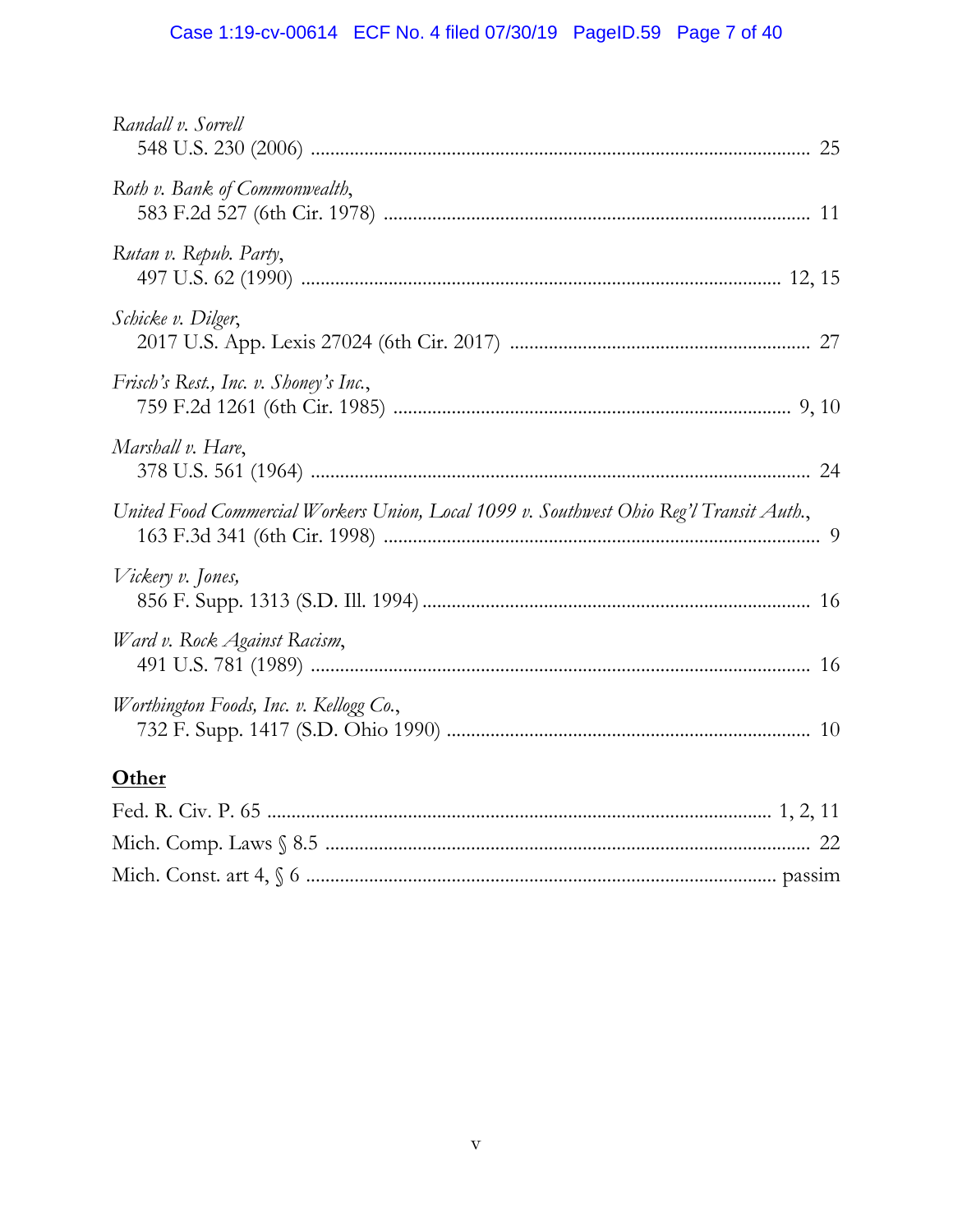*Randall v. Sorrell*
548 U.S. 230 (2006) .................................................................................................. 25

*Roth v. Bank of Commonwealth*,
583 F.2d 527 (6th Cir. 1978) .................................................................................... 11

*Rutan v. Repub. Party*,
497 U.S. 62 (1990) ............................................................................................... 12, 15

*Schicke v. Dilger*,
2017 U.S. App. Lexis 27024 (6th Cir. 2017) .......................................................... 27

*Frisch's Rest., Inc. v. Shoney's Inc.*,
759 F.2d 1261 (6th Cir. 1985) ............................................................................... 9, 10

*Marshall v. Hare*,
378 U.S. 561 (1964) .................................................................................................. 24

*United Food Commercial Workers Union, Local 1099 v. Southwest Ohio Reg'l Transit Auth.*,
163 F.3d 341 (6th Cir. 1998) ...................................................................................... 9

*Vickery v. Jones,*
856 F. Supp. 1313 (S.D. Ill. 1994) ............................................................................ 16

*Ward v. Rock Against Racism*,
491 U.S. 781 (1989) .................................................................................................. 16

*Worthington Foods, Inc. v. Kellogg Co.*,
732 F. Supp. 1417 (S.D. Ohio 1990) ....................................................................... 10

**<u>Other</u>**

Fed. R. Civ. P. 65 ................................................................................................. 1, 2, 11

Mich. Comp. Laws § 8.5 ............................................................................................. 22

Mich. Const. art 4, § 6 .......................................................................................... passim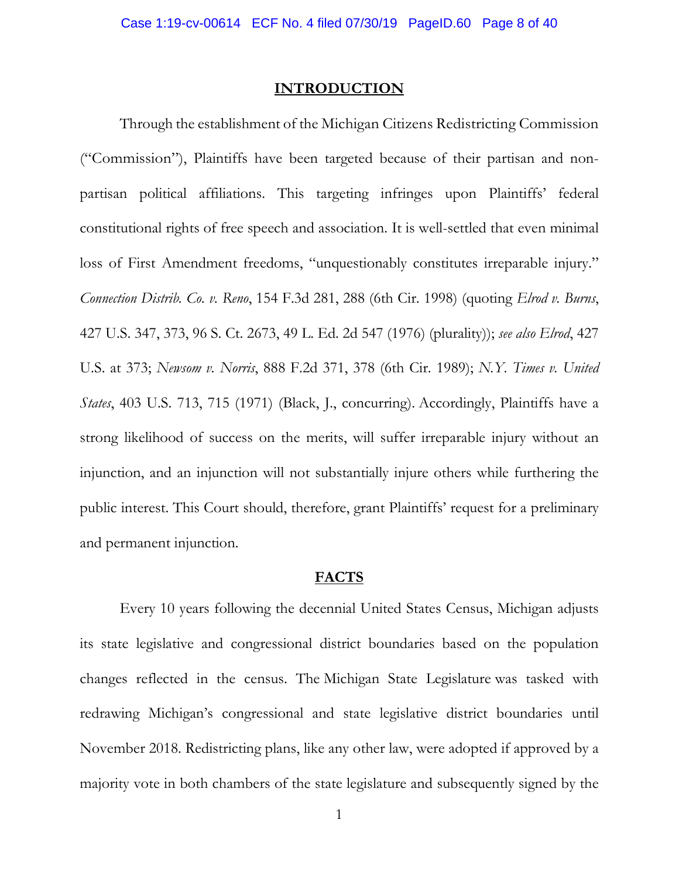## INTRODUCTION

Through the establishment of the Michigan Citizens Redistricting Commission ("Commission"), Plaintiffs have been targeted because of their partisan and non-partisan political affiliations. This targeting infringes upon Plaintiffs' federal constitutional rights of free speech and association. It is well-settled that even minimal loss of First Amendment freedoms, "unquestionably constitutes irreparable injury." *Connection Distrib. Co. v. Reno*, 154 F.3d 281, 288 (6th Cir. 1998) (quoting *Elrod v. Burns*, 427 U.S. 347, 373, 96 S. Ct. 2673, 49 L. Ed. 2d 547 (1976) (plurality)); *see also Elrod*, 427 U.S. at 373; *Newsom v. Norris*, 888 F.2d 371, 378 (6th Cir. 1989); *N.Y. Times v. United States*, 403 U.S. 713, 715 (1971) (Black, J., concurring). Accordingly, Plaintiffs have a strong likelihood of success on the merits, will suffer irreparable injury without an injunction, and an injunction will not substantially injure others while furthering the public interest. This Court should, therefore, grant Plaintiffs' request for a preliminary and permanent injunction.

## FACTS

Every 10 years following the decennial United States Census, Michigan adjusts its state legislative and congressional district boundaries based on the population changes reflected in the census. The Michigan State Legislature was tasked with redrawing Michigan's congressional and state legislative district boundaries until November 2018. Redistricting plans, like any other law, were adopted if approved by a majority vote in both chambers of the state legislature and subsequently signed by the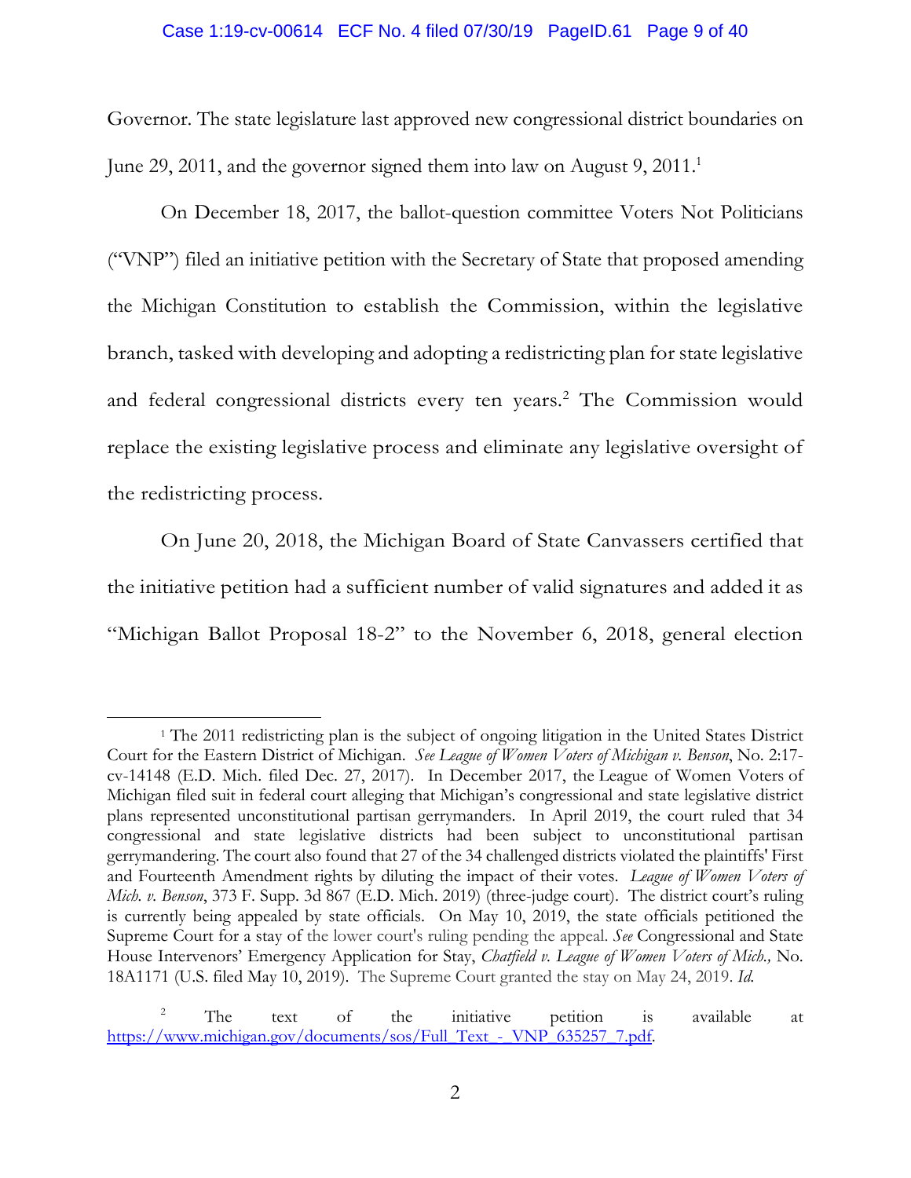Governor. The state legislature last approved new congressional district boundaries on June 29, 2011, and the governor signed them into law on August 9, 2011.[1]

On December 18, 2017, the ballot-question committee Voters Not Politicians ("VNP") filed an initiative petition with the Secretary of State that proposed amending the Michigan Constitution to establish the Commission, within the legislative branch, tasked with developing and adopting a redistricting plan for state legislative and federal congressional districts every ten years.[2] The Commission would replace the existing legislative process and eliminate any legislative oversight of the redistricting process.

On June 20, 2018, the Michigan Board of State Canvassers certified that the initiative petition had a sufficient number of valid signatures and added it as "Michigan Ballot Proposal 18-2" to the November 6, 2018, general election

---

[1] The 2011 redistricting plan is the subject of ongoing litigation in the United States District Court for the Eastern District of Michigan. *See League of Women Voters of Michigan v. Benson*, No. 2:17-cv-14148 (E.D. Mich. filed Dec. 27, 2017). In December 2017, the League of Women Voters of Michigan filed suit in federal court alleging that Michigan's congressional and state legislative district plans represented unconstitutional partisan gerrymanders. In April 2019, the court ruled that 34 congressional and state legislative districts had been subject to unconstitutional partisan gerrymandering. The court also found that 27 of the 34 challenged districts violated the plaintiffs' First and Fourteenth Amendment rights by diluting the impact of their votes. *League of Women Voters of Mich. v. Benson*, 373 F. Supp. 3d 867 (E.D. Mich. 2019) (three-judge court). The district court's ruling is currently being appealed by state officials. On May 10, 2019, the state officials petitioned the Supreme Court for a stay of the lower court's ruling pending the appeal. *See* Congressional and State House Intervenors' Emergency Application for Stay, *Chatfield v. League of Women Voters of Mich.*, No. 18A1171 (U.S. filed May 10, 2019). The Supreme Court granted the stay on May 24, 2019. *Id.*

[2] The text of the initiative petition is available at https://www.michigan.gov/documents/sos/Full_Text_-_VNP_635257_7.pdf.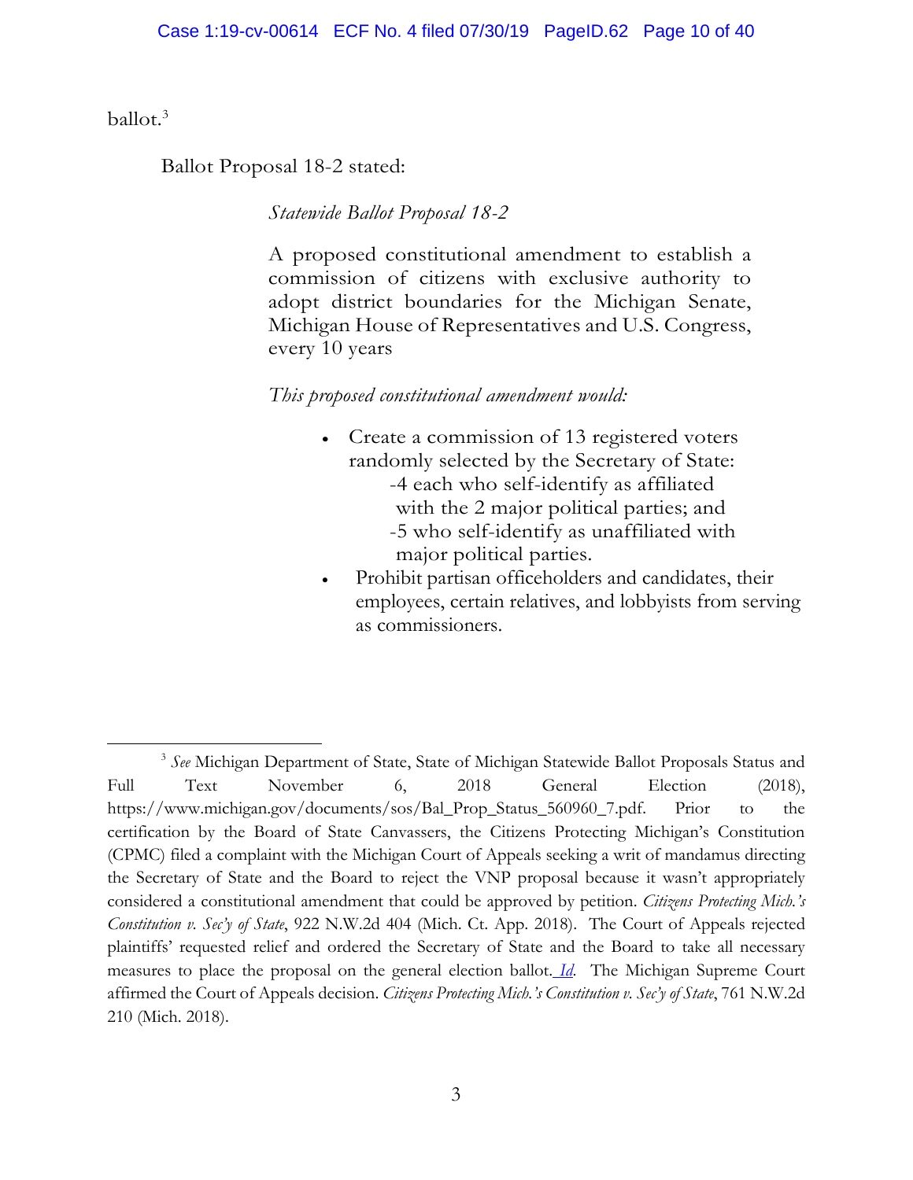ballot.[3]

Ballot Proposal 18-2 stated:

> *Statewide Ballot Proposal 18-2*
>
> A proposed constitutional amendment to establish a commission of citizens with exclusive authority to adopt district boundaries for the Michigan Senate, Michigan House of Representatives and U.S. Congress, every 10 years
>
> *This proposed constitutional amendment would:*
>
> - Create a commission of 13 registered voters randomly selected by the Secretary of State:
>   - -4 each who self-identify as affiliated with the 2 major political parties; and
>   - -5 who self-identify as unaffiliated with major political parties.
> - Prohibit partisan officeholders and candidates, their employees, certain relatives, and lobbyists from serving as commissioners.

---

[3] *See* Michigan Department of State, State of Michigan Statewide Ballot Proposals Status and Full Text November 6, 2018 General Election (2018), https://www.michigan.gov/documents/sos/Bal_Prop_Status_560960_7.pdf. Prior to the certification by the Board of State Canvassers, the Citizens Protecting Michigan's Constitution (CPMC) filed a complaint with the Michigan Court of Appeals seeking a writ of mandamus directing the Secretary of State and the Board to reject the VNP proposal because it wasn't appropriately considered a constitutional amendment that could be approved by petition. *Citizens Protecting Mich.'s Constitution v. Sec'y of State*, 922 N.W.2d 404 (Mich. Ct. App. 2018). The Court of Appeals rejected plaintiffs' requested relief and ordered the Secretary of State and the Board to take all necessary measures to place the proposal on the general election ballot. *Id.* The Michigan Supreme Court affirmed the Court of Appeals decision. *Citizens Protecting Mich.'s Constitution v. Sec'y of State*, 761 N.W.2d 210 (Mich. 2018).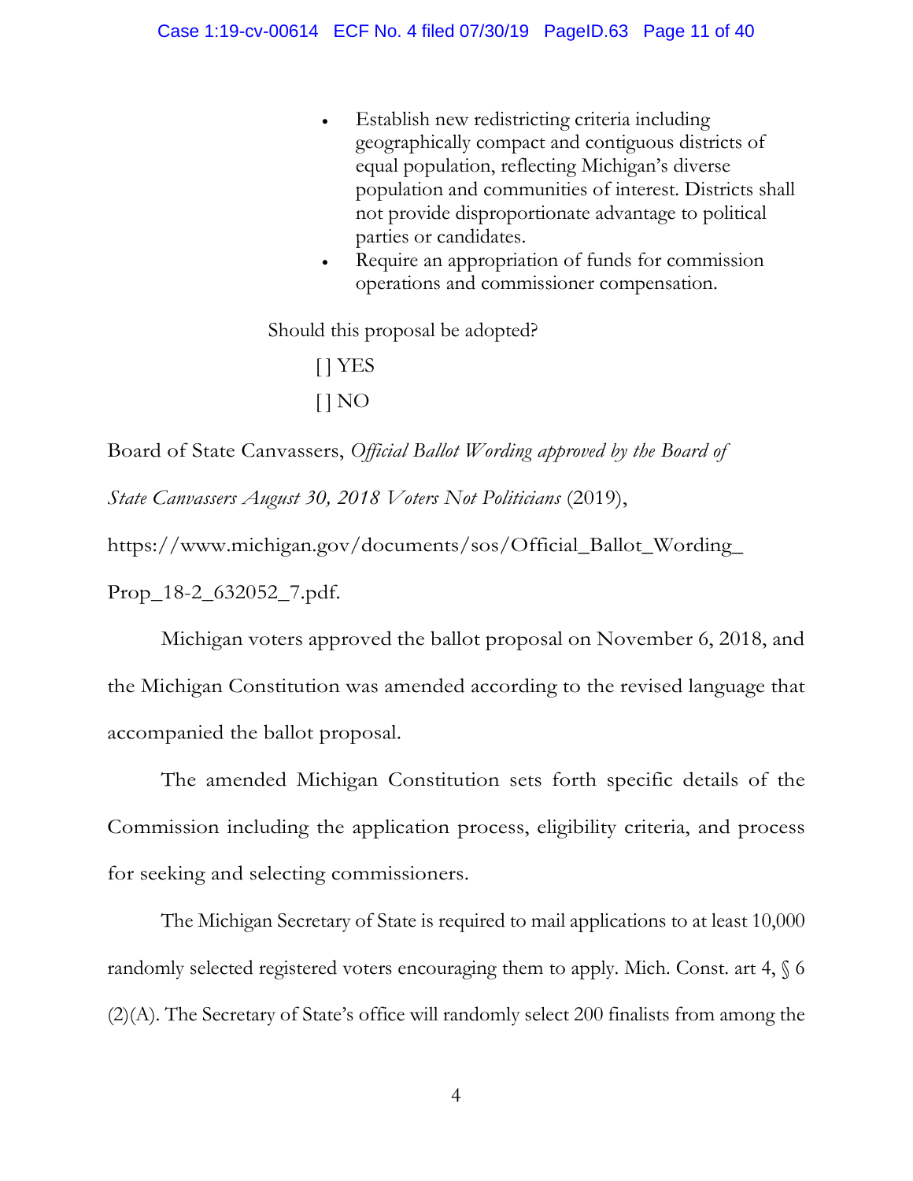- Establish new redistricting criteria including geographically compact and contiguous districts of equal population, reflecting Michigan's diverse population and communities of interest. Districts shall not provide disproportionate advantage to political parties or candidates.
- Require an appropriation of funds for commission operations and commissioner compensation.

Should this proposal be adopted?

[ ] YES

[ ] NO

Board of State Canvassers, *Official Ballot Wording approved by the Board of State Canvassers August 30, 2018 Voters Not Politicians* (2019), https://www.michigan.gov/documents/sos/Official_Ballot_Wording_Prop_18-2_632052_7.pdf.

Michigan voters approved the ballot proposal on November 6, 2018, and the Michigan Constitution was amended according to the revised language that accompanied the ballot proposal.

The amended Michigan Constitution sets forth specific details of the Commission including the application process, eligibility criteria, and process for seeking and selecting commissioners.

The Michigan Secretary of State is required to mail applications to at least 10,000 randomly selected registered voters encouraging them to apply. Mich. Const. art 4, § 6 (2)(A). The Secretary of State's office will randomly select 200 finalists from among the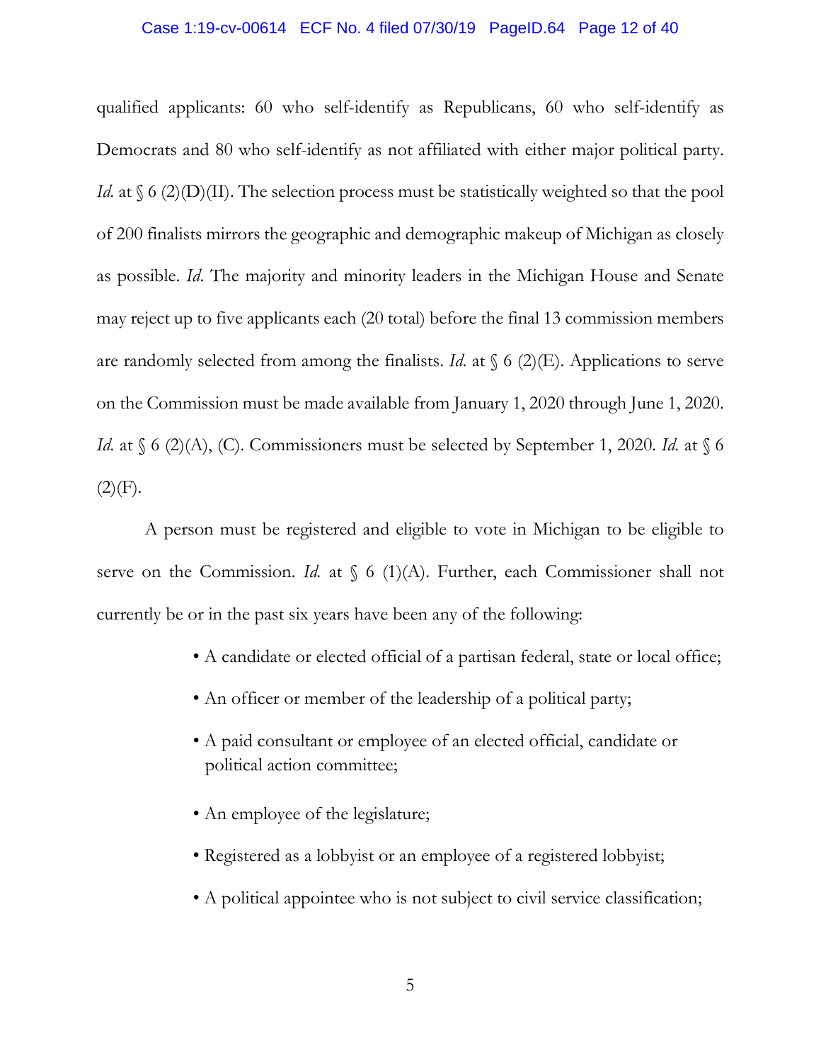qualified applicants: 60 who self-identify as Republicans, 60 who self-identify as Democrats and 80 who self-identify as not affiliated with either major political party. *Id.* at § 6 (2)(D)(II). The selection process must be statistically weighted so that the pool of 200 finalists mirrors the geographic and demographic makeup of Michigan as closely as possible. *Id.* The majority and minority leaders in the Michigan House and Senate may reject up to five applicants each (20 total) before the final 13 commission members are randomly selected from among the finalists. *Id.* at § 6 (2)(E). Applications to serve on the Commission must be made available from January 1, 2020 through June 1, 2020. *Id.* at § 6 (2)(A), (C). Commissioners must be selected by September 1, 2020. *Id.* at § 6 (2)(F).

A person must be registered and eligible to vote in Michigan to be eligible to serve on the Commission. *Id.* at § 6 (1)(A). Further, each Commissioner shall not currently be or in the past six years have been any of the following:

- A candidate or elected official of a partisan federal, state or local office;
- An officer or member of the leadership of a political party;
- A paid consultant or employee of an elected official, candidate or political action committee;
- An employee of the legislature;
- Registered as a lobbyist or an employee of a registered lobbyist;
- A political appointee who is not subject to civil service classification;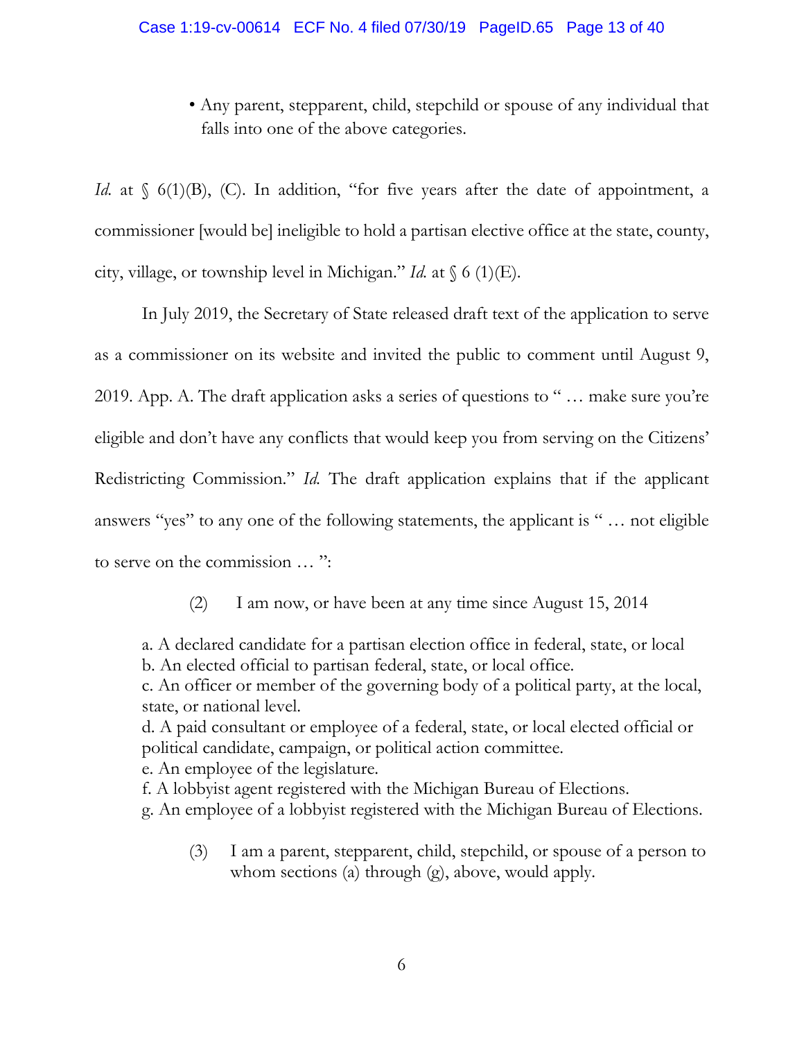- Any parent, stepparent, child, stepchild or spouse of any individual that falls into one of the above categories.

*Id.* at § 6(1)(B), (C). In addition, "for five years after the date of appointment, a commissioner [would be] ineligible to hold a partisan elective office at the state, county, city, village, or township level in Michigan." *Id.* at § 6 (1)(E).

In July 2019, the Secretary of State released draft text of the application to serve as a commissioner on its website and invited the public to comment until August 9, 2019. App. A. The draft application asks a series of questions to " … make sure you're eligible and don't have any conflicts that would keep you from serving on the Citizens' Redistricting Commission." *Id.* The draft application explains that if the applicant answers "yes" to any one of the following statements, the applicant is " … not eligible to serve on the commission … ":

> (2) I am now, or have been at any time since August 15, 2014
>
> a. A declared candidate for a partisan election office in federal, state, or local
> b. An elected official to partisan federal, state, or local office.
> c. An officer or member of the governing body of a political party, at the local, state, or national level.
> d. A paid consultant or employee of a federal, state, or local elected official or political candidate, campaign, or political action committee.
> e. An employee of the legislature.
> f. A lobbyist agent registered with the Michigan Bureau of Elections.
> g. An employee of a lobbyist registered with the Michigan Bureau of Elections.
>
> (3) I am a parent, stepparent, child, stepchild, or spouse of a person to whom sections (a) through (g), above, would apply.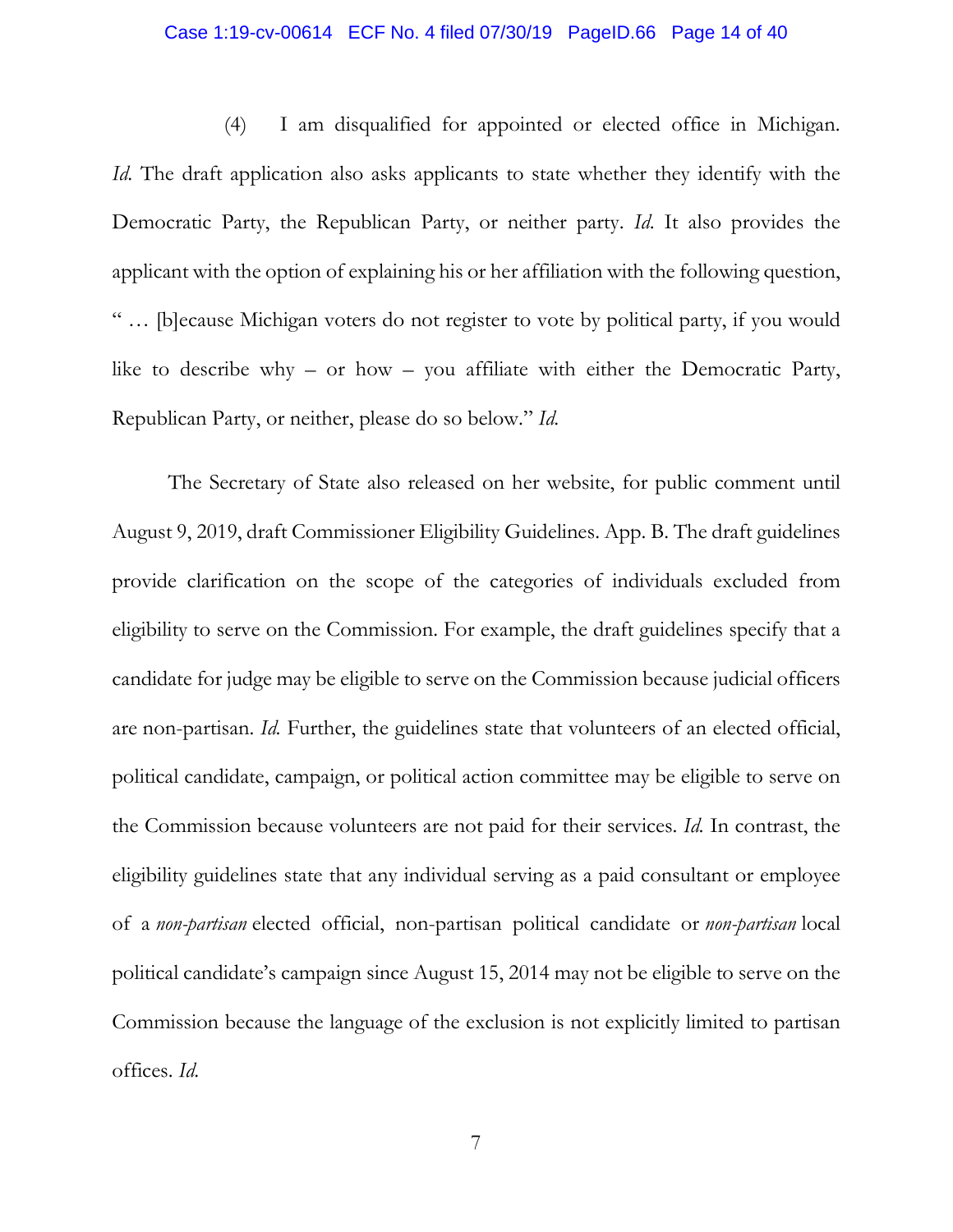(4) I am disqualified for appointed or elected office in Michigan. *Id.* The draft application also asks applicants to state whether they identify with the Democratic Party, the Republican Party, or neither party. *Id.* It also provides the applicant with the option of explaining his or her affiliation with the following question, " … [b]ecause Michigan voters do not register to vote by political party, if you would like to describe why – or how – you affiliate with either the Democratic Party, Republican Party, or neither, please do so below." *Id.*

The Secretary of State also released on her website, for public comment until August 9, 2019, draft Commissioner Eligibility Guidelines. App. B. The draft guidelines provide clarification on the scope of the categories of individuals excluded from eligibility to serve on the Commission. For example, the draft guidelines specify that a candidate for judge may be eligible to serve on the Commission because judicial officers are non-partisan. *Id.* Further, the guidelines state that volunteers of an elected official, political candidate, campaign, or political action committee may be eligible to serve on the Commission because volunteers are not paid for their services. *Id.* In contrast, the eligibility guidelines state that any individual serving as a paid consultant or employee of a *non-partisan* elected official, non-partisan political candidate or *non-partisan* local political candidate's campaign since August 15, 2014 may not be eligible to serve on the Commission because the language of the exclusion is not explicitly limited to partisan offices. *Id.*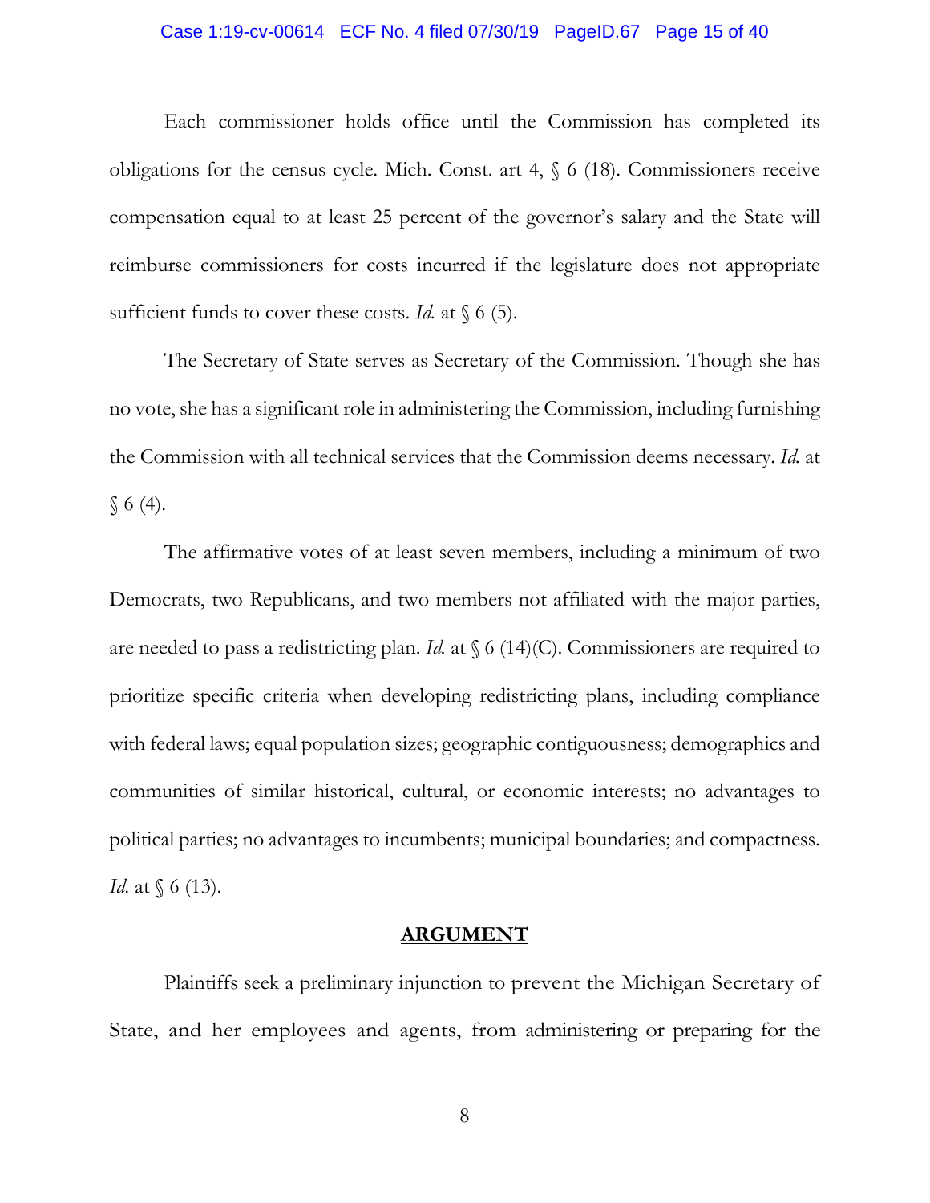Each commissioner holds office until the Commission has completed its obligations for the census cycle. Mich. Const. art 4, § 6 (18). Commissioners receive compensation equal to at least 25 percent of the governor's salary and the State will reimburse commissioners for costs incurred if the legislature does not appropriate sufficient funds to cover these costs. *Id.* at § 6 (5).

The Secretary of State serves as Secretary of the Commission. Though she has no vote, she has a significant role in administering the Commission, including furnishing the Commission with all technical services that the Commission deems necessary. *Id.* at § 6 (4).

The affirmative votes of at least seven members, including a minimum of two Democrats, two Republicans, and two members not affiliated with the major parties, are needed to pass a redistricting plan. *Id.* at § 6 (14)(C). Commissioners are required to prioritize specific criteria when developing redistricting plans, including compliance with federal laws; equal population sizes; geographic contiguousness; demographics and communities of similar historical, cultural, or economic interests; no advantages to political parties; no advantages to incumbents; municipal boundaries; and compactness. *Id.* at § 6 (13).

## ARGUMENT

Plaintiffs seek a preliminary injunction to prevent the Michigan Secretary of State, and her employees and agents, from administering or preparing for the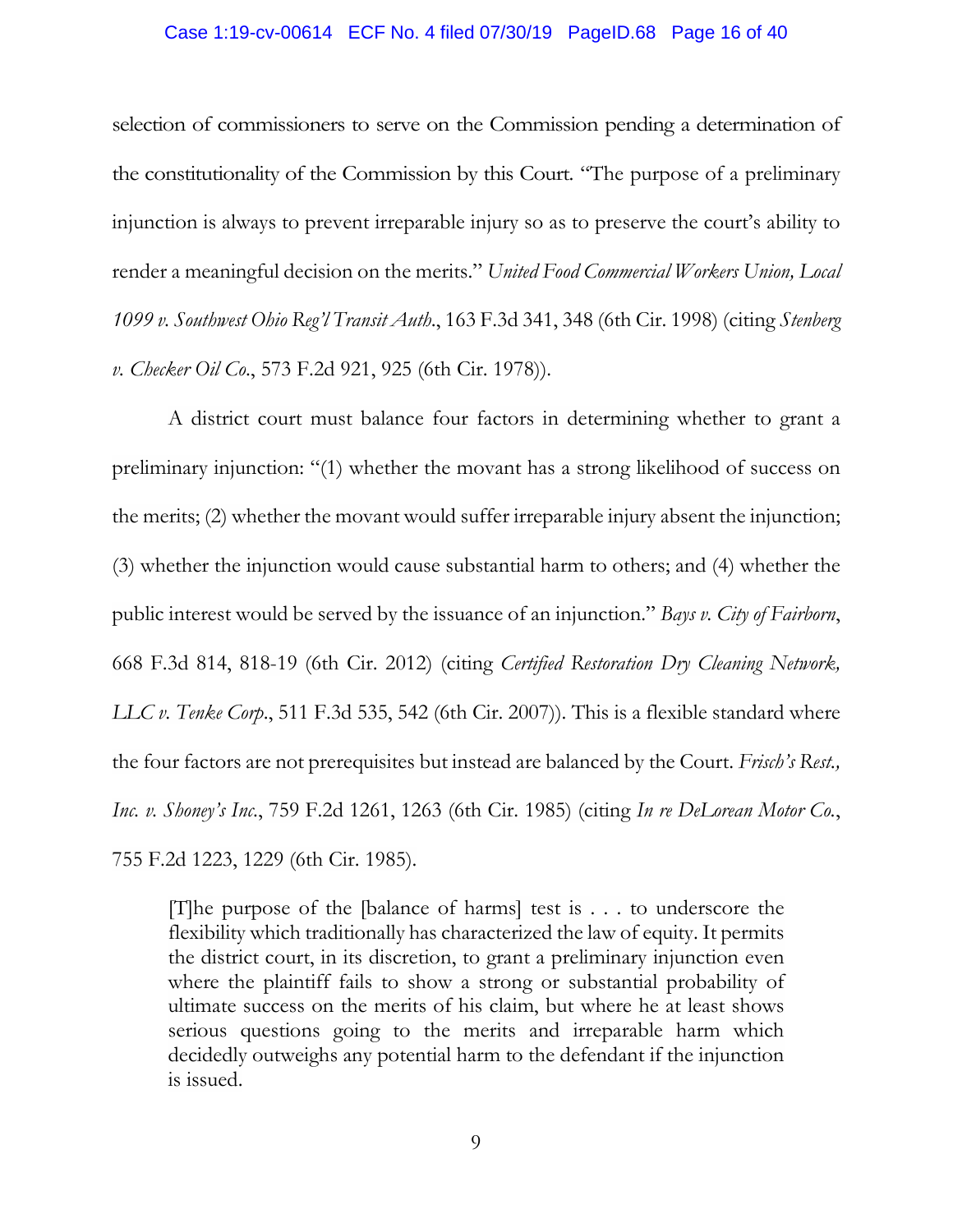selection of commissioners to serve on the Commission pending a determination of the constitutionality of the Commission by this Court. "The purpose of a preliminary injunction is always to prevent irreparable injury so as to preserve the court's ability to render a meaningful decision on the merits." *United Food Commercial Workers Union, Local 1099 v. Southwest Ohio Reg'l Transit Auth.*, 163 F.3d 341, 348 (6th Cir. 1998) (citing *Stenberg v. Checker Oil Co.*, 573 F.2d 921, 925 (6th Cir. 1978)).

A district court must balance four factors in determining whether to grant a preliminary injunction: "(1) whether the movant has a strong likelihood of success on the merits; (2) whether the movant would suffer irreparable injury absent the injunction; (3) whether the injunction would cause substantial harm to others; and (4) whether the public interest would be served by the issuance of an injunction." *Bays v. City of Fairborn*, 668 F.3d 814, 818-19 (6th Cir. 2012) (citing *Certified Restoration Dry Cleaning Network, LLC v. Tenke Corp.*, 511 F.3d 535, 542 (6th Cir. 2007)). This is a flexible standard where the four factors are not prerequisites but instead are balanced by the Court. *Frisch's Rest., Inc. v. Shoney's Inc.*, 759 F.2d 1261, 1263 (6th Cir. 1985) (citing *In re DeLorean Motor Co.*, 755 F.2d 1223, 1229 (6th Cir. 1985).

> [T]he purpose of the [balance of harms] test is . . . to underscore the flexibility which traditionally has characterized the law of equity. It permits the district court, in its discretion, to grant a preliminary injunction even where the plaintiff fails to show a strong or substantial probability of ultimate success on the merits of his claim, but where he at least shows serious questions going to the merits and irreparable harm which decidedly outweighs any potential harm to the defendant if the injunction is issued.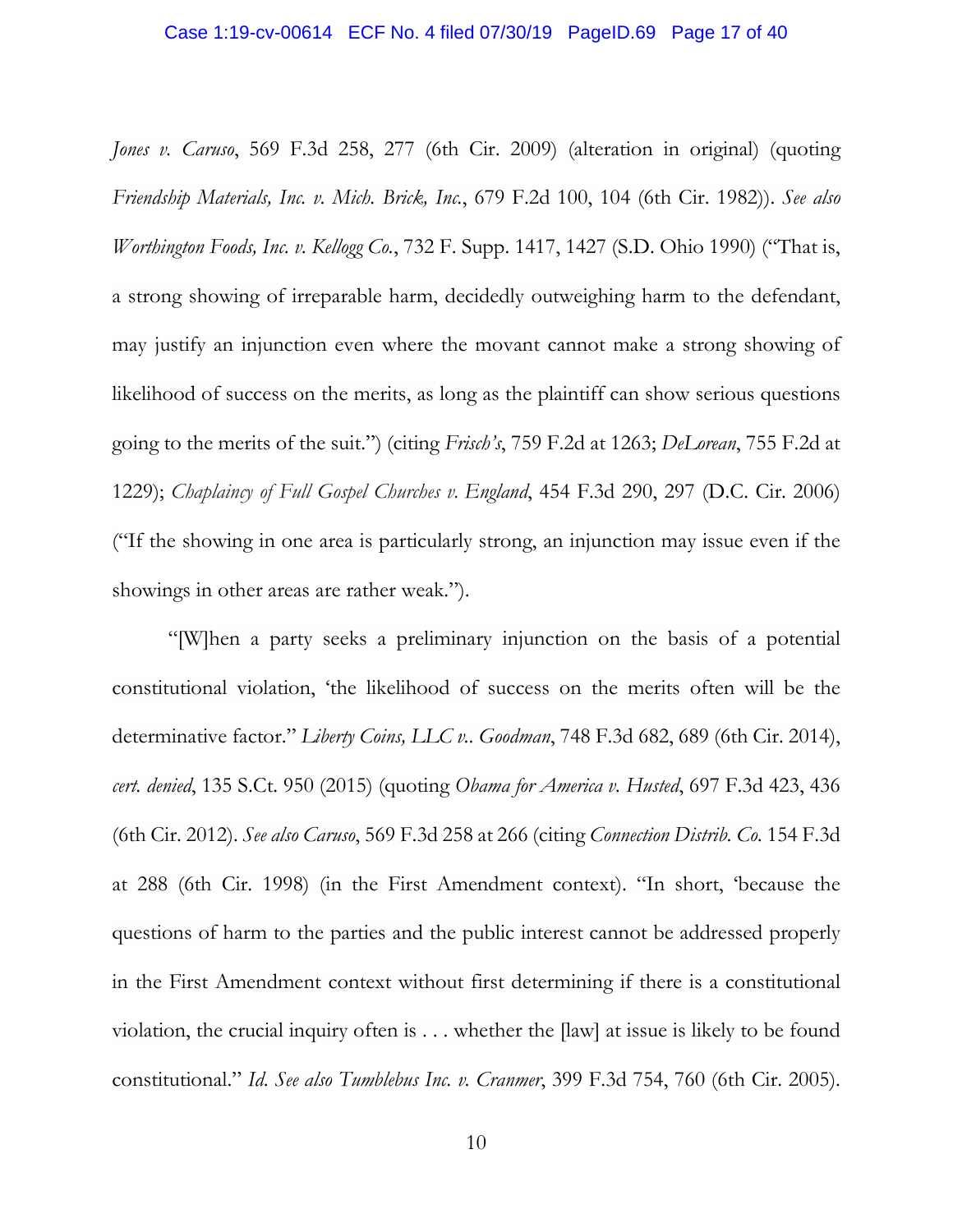*Jones v. Caruso*, 569 F.3d 258, 277 (6th Cir. 2009) (alteration in original) (quoting *Friendship Materials, Inc. v. Mich. Brick, Inc.*, 679 F.2d 100, 104 (6th Cir. 1982)). *See also Worthington Foods, Inc. v. Kellogg Co.*, 732 F. Supp. 1417, 1427 (S.D. Ohio 1990) ("That is, a strong showing of irreparable harm, decidedly outweighing harm to the defendant, may justify an injunction even where the movant cannot make a strong showing of likelihood of success on the merits, as long as the plaintiff can show serious questions going to the merits of the suit.") (citing *Frisch's*, 759 F.2d at 1263; *DeLorean*, 755 F.2d at 1229); *Chaplaincy of Full Gospel Churches v. England*, 454 F.3d 290, 297 (D.C. Cir. 2006) ("If the showing in one area is particularly strong, an injunction may issue even if the showings in other areas are rather weak.").

"[W]hen a party seeks a preliminary injunction on the basis of a potential constitutional violation, 'the likelihood of success on the merits often will be the determinative factor." *Liberty Coins, LLC v.. Goodman*, 748 F.3d 682, 689 (6th Cir. 2014), *cert. denied*, 135 S.Ct. 950 (2015) (quoting *Obama for America v. Husted*, 697 F.3d 423, 436 (6th Cir. 2012). *See also Caruso*, 569 F.3d 258 at 266 (citing *Connection Distrib. Co.* 154 F.3d at 288 (6th Cir. 1998) (in the First Amendment context). "In short, 'because the questions of harm to the parties and the public interest cannot be addressed properly in the First Amendment context without first determining if there is a constitutional violation, the crucial inquiry often is . . . whether the [law] at issue is likely to be found constitutional." *Id. See also Tumblebus Inc. v. Cranmer*, 399 F.3d 754, 760 (6th Cir. 2005).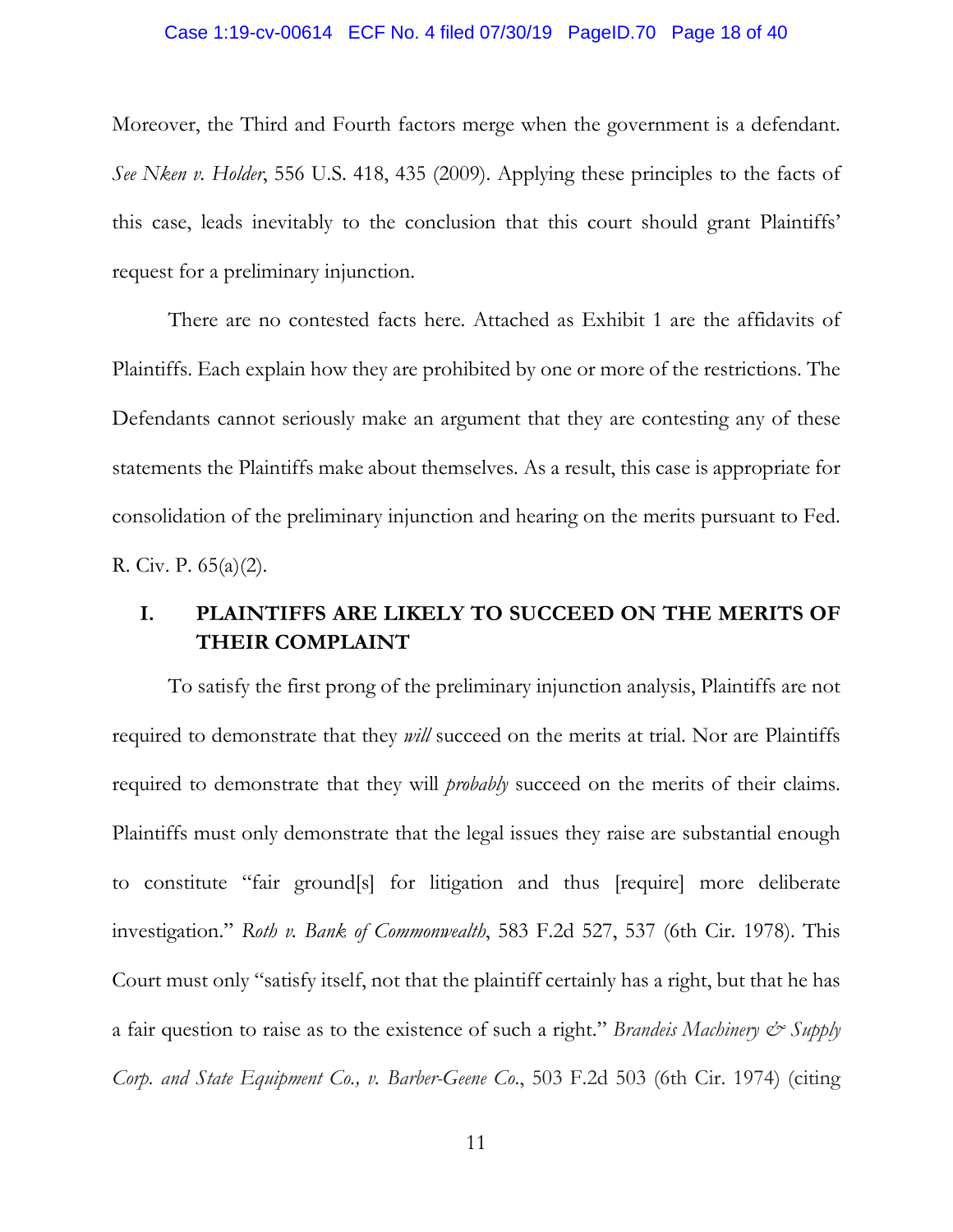Moreover, the Third and Fourth factors merge when the government is a defendant. *See Nken v. Holder*, 556 U.S. 418, 435 (2009). Applying these principles to the facts of this case, leads inevitably to the conclusion that this court should grant Plaintiffs' request for a preliminary injunction.

There are no contested facts here. Attached as Exhibit 1 are the affidavits of Plaintiffs. Each explain how they are prohibited by one or more of the restrictions. The Defendants cannot seriously make an argument that they are contesting any of these statements the Plaintiffs make about themselves. As a result, this case is appropriate for consolidation of the preliminary injunction and hearing on the merits pursuant to Fed. R. Civ. P. 65(a)(2).

## I. PLAINTIFFS ARE LIKELY TO SUCCEED ON THE MERITS OF THEIR COMPLAINT

To satisfy the first prong of the preliminary injunction analysis, Plaintiffs are not required to demonstrate that they *will* succeed on the merits at trial. Nor are Plaintiffs required to demonstrate that they will *probably* succeed on the merits of their claims. Plaintiffs must only demonstrate that the legal issues they raise are substantial enough to constitute "fair ground[s] for litigation and thus [require] more deliberate investigation." *Roth v. Bank of Commonwealth*, 583 F.2d 527, 537 (6th Cir. 1978). This Court must only "satisfy itself, not that the plaintiff certainly has a right, but that he has a fair question to raise as to the existence of such a right." *Brandeis Machinery & Supply Corp. and State Equipment Co., v. Barber-Geene Co.*, 503 F.2d 503 (6th Cir. 1974) (citing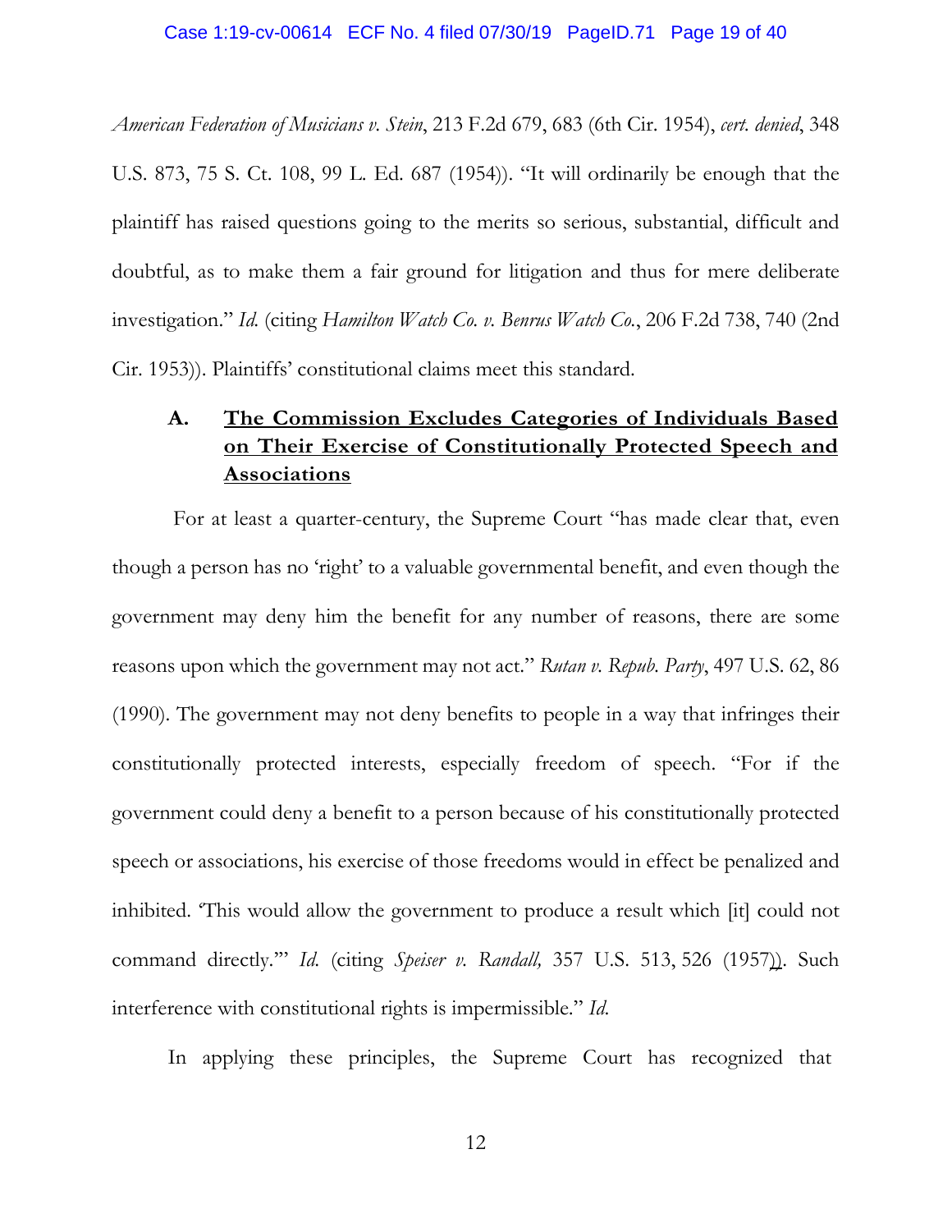*American Federation of Musicians v. Stein*, 213 F.2d 679, 683 (6th Cir. 1954), *cert. denied*, 348 U.S. 873, 75 S. Ct. 108, 99 L. Ed. 687 (1954)). "It will ordinarily be enough that the plaintiff has raised questions going to the merits so serious, substantial, difficult and doubtful, as to make them a fair ground for litigation and thus for mere deliberate investigation." *Id.* (citing *Hamilton Watch Co. v. Benrus Watch Co.*, 206 F.2d 738, 740 (2nd Cir. 1953)). Plaintiffs' constitutional claims meet this standard.

### A. **The Commission Excludes Categories of Individuals Based on Their Exercise of Constitutionally Protected Speech and Associations**

For at least a quarter-century, the Supreme Court "has made clear that, even though a person has no 'right' to a valuable governmental benefit, and even though the government may deny him the benefit for any number of reasons, there are some reasons upon which the government may not act." *Rutan v. Repub. Party*, 497 U.S. 62, 86 (1990). The government may not deny benefits to people in a way that infringes their constitutionally protected interests, especially freedom of speech. "For if the government could deny a benefit to a person because of his constitutionally protected speech or associations, his exercise of those freedoms would in effect be penalized and inhibited. 'This would allow the government to produce a result which [it] could not command directly.'" *Id.* (citing *Speiser v. Randall,* 357 U.S. 513, 526 (1957)). Such interference with constitutional rights is impermissible." *Id.*

In applying these principles, the Supreme Court has recognized that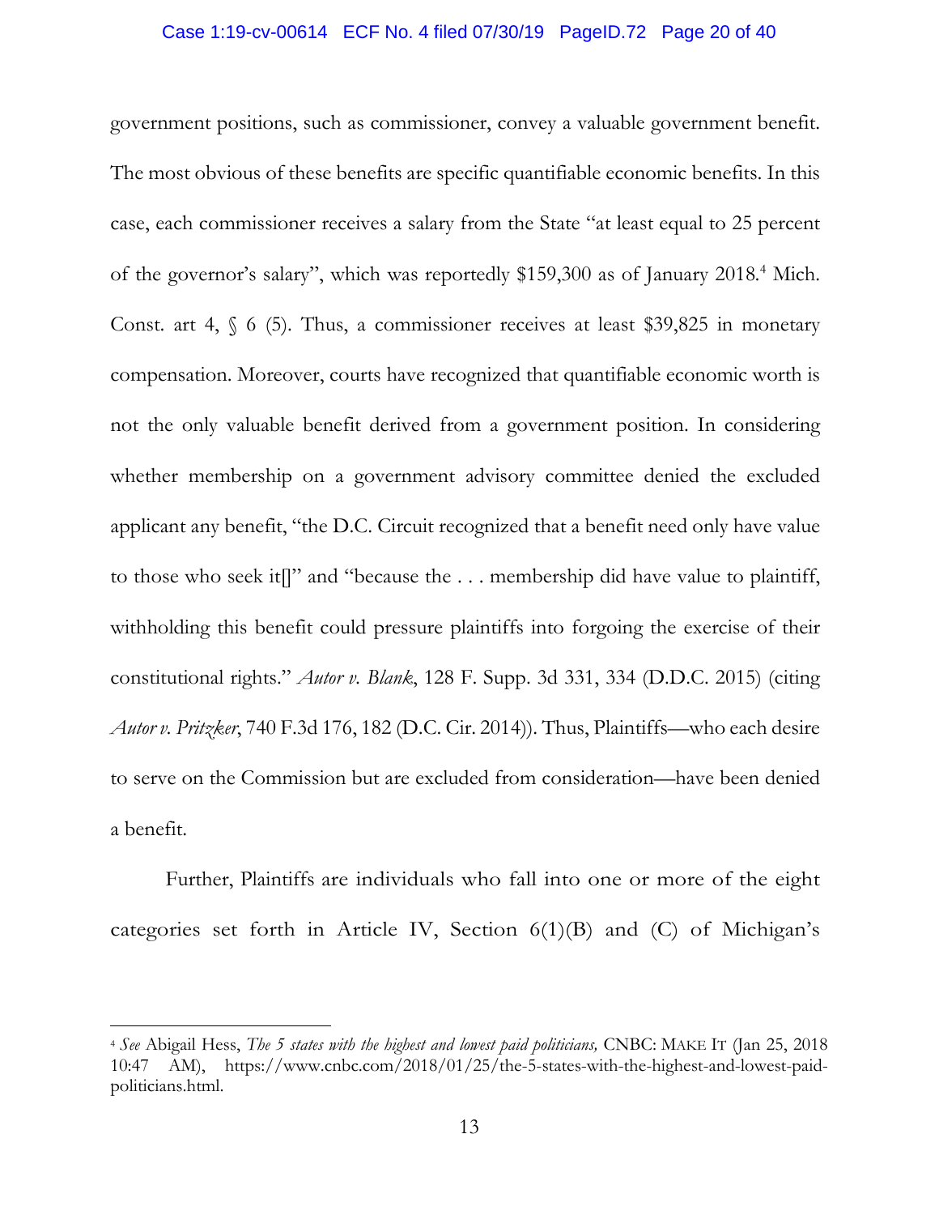government positions, such as commissioner, convey a valuable government benefit. The most obvious of these benefits are specific quantifiable economic benefits. In this case, each commissioner receives a salary from the State "at least equal to 25 percent of the governor's salary", which was reportedly $159,300 as of January 2018.[4] Mich. Const. art 4, § 6 (5). Thus, a commissioner receives at least $39,825 in monetary compensation. Moreover, courts have recognized that quantifiable economic worth is not the only valuable benefit derived from a government position. In considering whether membership on a government advisory committee denied the excluded applicant any benefit, "the D.C. Circuit recognized that a benefit need only have value to those who seek it[]" and "because the . . . membership did have value to plaintiff, withholding this benefit could pressure plaintiffs into forgoing the exercise of their constitutional rights." *Autor v. Blank*, 128 F. Supp. 3d 331, 334 (D.D.C. 2015) (citing *Autor v. Pritzker*, 740 F.3d 176, 182 (D.C. Cir. 2014)). Thus, Plaintiffs—who each desire to serve on the Commission but are excluded from consideration—have been denied a benefit.

Further, Plaintiffs are individuals who fall into one or more of the eight categories set forth in Article IV, Section 6(1)(B) and (C) of Michigan's

---

[4] *See* Abigail Hess, *The 5 states with the highest and lowest paid politicians,* CNBC: MAKE IT (Jan 25, 2018 10:47 AM), https://www.cnbc.com/2018/01/25/the-5-states-with-the-highest-and-lowest-paid-politicians.html.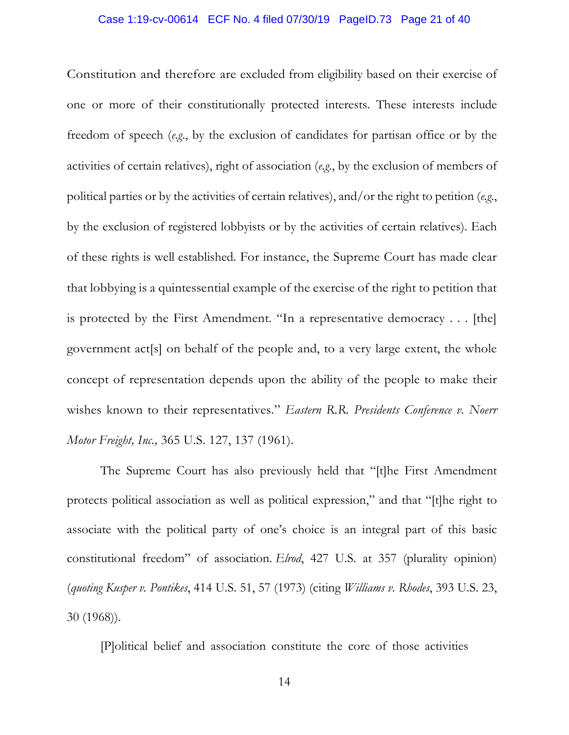Constitution and therefore are excluded from eligibility based on their exercise of one or more of their constitutionally protected interests. These interests include freedom of speech (*e.g.*, by the exclusion of candidates for partisan office or by the activities of certain relatives), right of association (*e.g.*, by the exclusion of members of political parties or by the activities of certain relatives), and/or the right to petition (*e.g.*, by the exclusion of registered lobbyists or by the activities of certain relatives). Each of these rights is well established. For instance, the Supreme Court has made clear that lobbying is a quintessential example of the exercise of the right to petition that is protected by the First Amendment. "In a representative democracy . . . [the] government act[s] on behalf of the people and, to a very large extent, the whole concept of representation depends upon the ability of the people to make their wishes known to their representatives." *Eastern R.R. Presidents Conference v. Noerr Motor Freight, Inc.,* 365 U.S. 127, 137 (1961).

The Supreme Court has also previously held that "[t]he First Amendment protects political association as well as political expression," and that "[t]he right to associate with the political party of one's choice is an integral part of this basic constitutional freedom" of association. *Elrod*, 427 U.S. at 357 (plurality opinion) (*quoting Kusper v. Pontikes*, 414 U.S. 51, 57 (1973) (citing *Williams v. Rhodes*, 393 U.S. 23, 30 (1968)).

[P]olitical belief and association constitute the core of those activities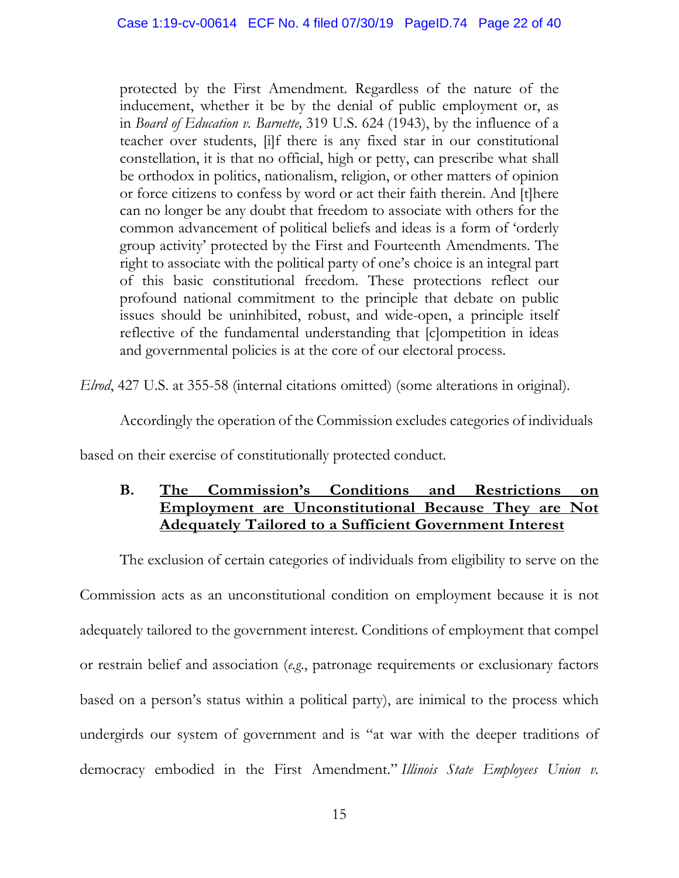> protected by the First Amendment. Regardless of the nature of the inducement, whether it be by the denial of public employment or, as in *Board of Education v. Barnette,* 319 U.S. 624 (1943), by the influence of a teacher over students, [i]f there is any fixed star in our constitutional constellation, it is that no official, high or petty, can prescribe what shall be orthodox in politics, nationalism, religion, or other matters of opinion or force citizens to confess by word or act their faith therein. And [t]here can no longer be any doubt that freedom to associate with others for the common advancement of political beliefs and ideas is a form of 'orderly group activity' protected by the First and Fourteenth Amendments. The right to associate with the political party of one's choice is an integral part of this basic constitutional freedom. These protections reflect our profound national commitment to the principle that debate on public issues should be uninhibited, robust, and wide-open, a principle itself reflective of the fundamental understanding that [c]ompetition in ideas and governmental policies is at the core of our electoral process.

*Elrod*, 427 U.S. at 355-58 (internal citations omitted) (some alterations in original).

Accordingly the operation of the Commission excludes categories of individuals based on their exercise of constitutionally protected conduct.

### B. <u>The Commission's Conditions and Restrictions on Employment are Unconstitutional Because They are Not Adequately Tailored to a Sufficient Government Interest</u>

The exclusion of certain categories of individuals from eligibility to serve on the Commission acts as an unconstitutional condition on employment because it is not adequately tailored to the government interest. Conditions of employment that compel or restrain belief and association (*e.g.*, patronage requirements or exclusionary factors based on a person's status within a political party), are inimical to the process which undergirds our system of government and is "at war with the deeper traditions of democracy embodied in the First Amendment." *Illinois State Employees Union v.*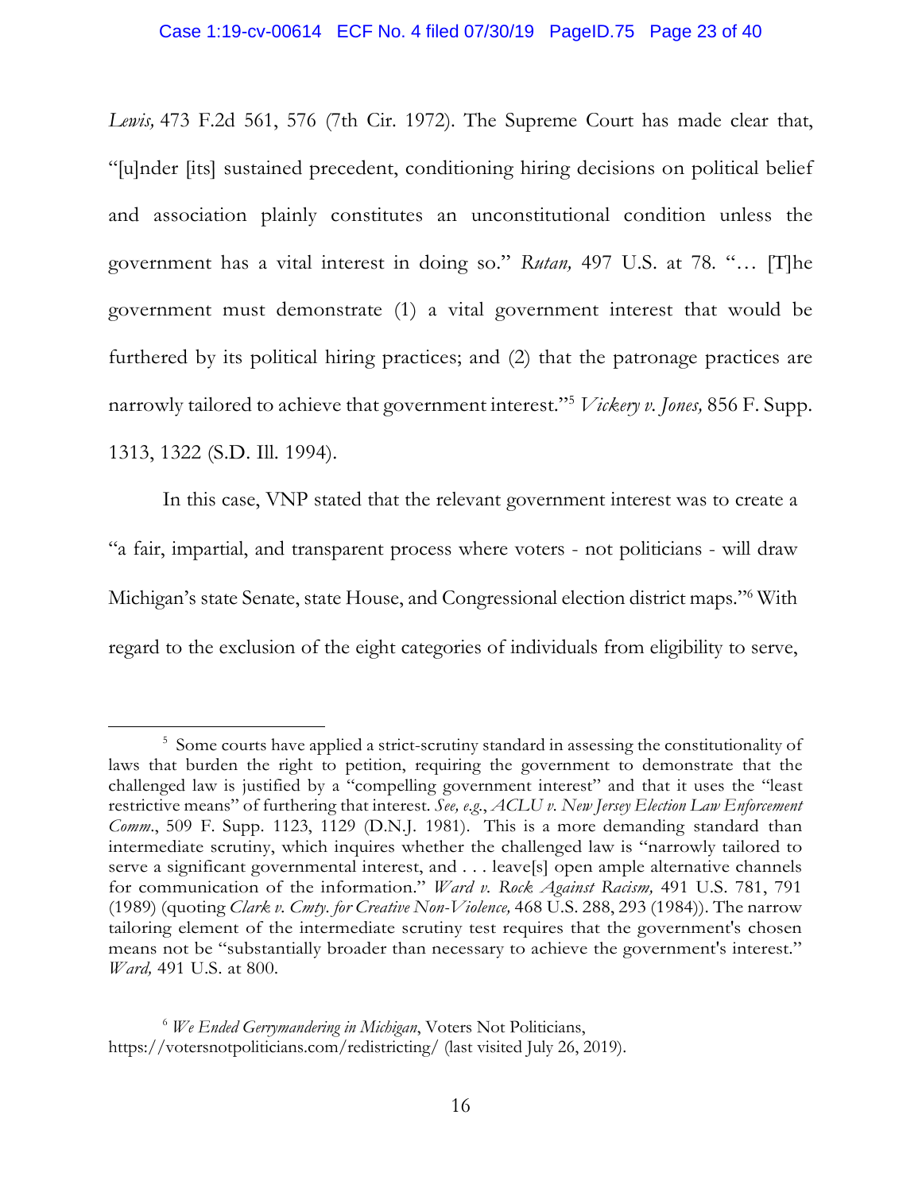*Lewis,* 473 F.2d 561, 576 (7th Cir. 1972). The Supreme Court has made clear that, "[u]nder [its] sustained precedent, conditioning hiring decisions on political belief and association plainly constitutes an unconstitutional condition unless the government has a vital interest in doing so." *Rutan,* 497 U.S. at 78. "… [T]he government must demonstrate (1) a vital government interest that would be furthered by its political hiring practices; and (2) that the patronage practices are narrowly tailored to achieve that government interest."[5] *Vickery v. Jones,* 856 F. Supp. 1313, 1322 (S.D. Ill. 1994).

In this case, VNP stated that the relevant government interest was to create a "a fair, impartial, and transparent process where voters - not politicians - will draw Michigan's state Senate, state House, and Congressional election district maps."[6] With regard to the exclusion of the eight categories of individuals from eligibility to serve,

---

[5] Some courts have applied a strict-scrutiny standard in assessing the constitutionality of laws that burden the right to petition, requiring the government to demonstrate that the challenged law is justified by a "compelling government interest" and that it uses the "least restrictive means" of furthering that interest. *See, e.g.*, *ACLU v. New Jersey Election Law Enforcement Comm*., 509 F. Supp. 1123, 1129 (D.N.J. 1981). This is a more demanding standard than intermediate scrutiny, which inquires whether the challenged law is "narrowly tailored to serve a significant governmental interest, and . . . leave[s] open ample alternative channels for communication of the information." *Ward v. Rock Against Racism,* 491 U.S. 781, 791 (1989) (quoting *Clark v. Cmty. for Creative Non-Violence,* 468 U.S. 288, 293 (1984)). The narrow tailoring element of the intermediate scrutiny test requires that the government's chosen means not be "substantially broader than necessary to achieve the government's interest." *Ward,* 491 U.S. at 800.

[6] *We Ended Gerrymandering in Michigan*, Voters Not Politicians, https://votersnotpoliticians.com/redistricting/ (last visited July 26, 2019).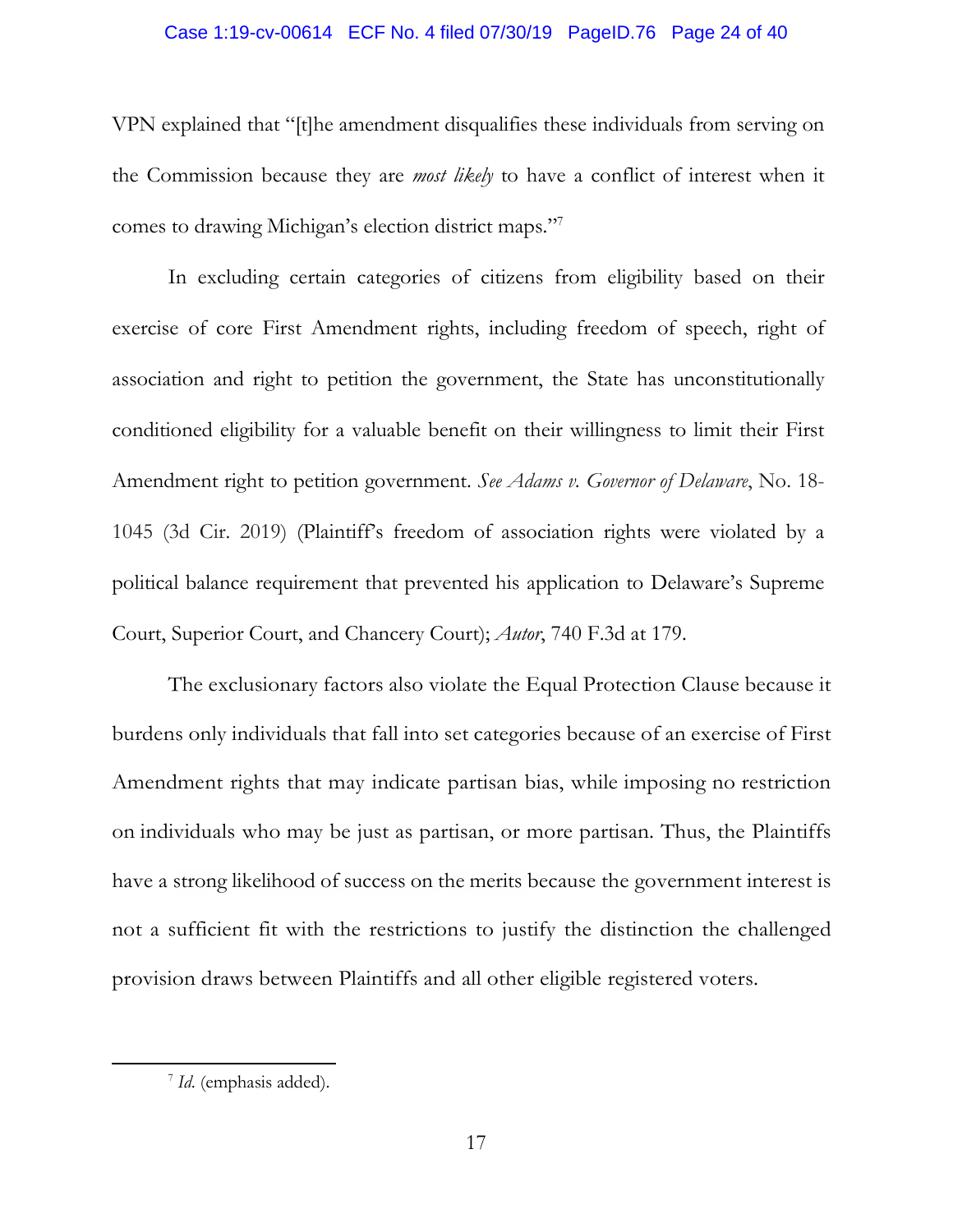VPN explained that "[t]he amendment disqualifies these individuals from serving on the Commission because they are *most likely* to have a conflict of interest when it comes to drawing Michigan's election district maps."[7]

In excluding certain categories of citizens from eligibility based on their exercise of core First Amendment rights, including freedom of speech, right of association and right to petition the government, the State has unconstitutionally conditioned eligibility for a valuable benefit on their willingness to limit their First Amendment right to petition government. *See Adams v. Governor of Delaware*, No. 18-1045 (3d Cir. 2019) (Plaintiff's freedom of association rights were violated by a political balance requirement that prevented his application to Delaware's Supreme Court, Superior Court, and Chancery Court); *Autor*, 740 F.3d at 179.

The exclusionary factors also violate the Equal Protection Clause because it burdens only individuals that fall into set categories because of an exercise of First Amendment rights that may indicate partisan bias, while imposing no restriction on individuals who may be just as partisan, or more partisan. Thus, the Plaintiffs have a strong likelihood of success on the merits because the government interest is not a sufficient fit with the restrictions to justify the distinction the challenged provision draws between Plaintiffs and all other eligible registered voters.

---

[7] *Id.* (emphasis added).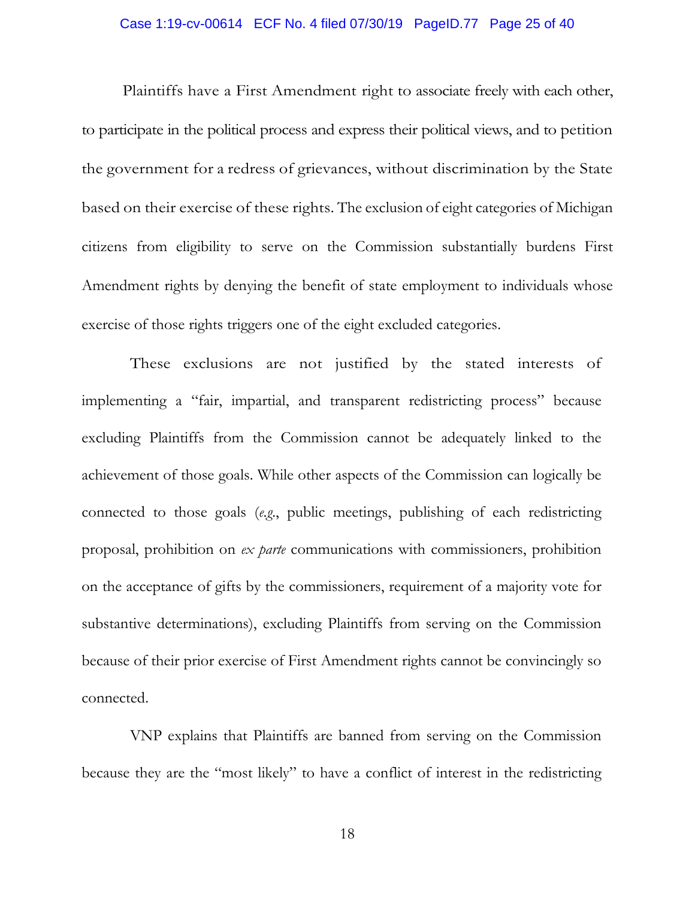Plaintiffs have a First Amendment right to associate freely with each other, to participate in the political process and express their political views, and to petition the government for a redress of grievances, without discrimination by the State based on their exercise of these rights. The exclusion of eight categories of Michigan citizens from eligibility to serve on the Commission substantially burdens First Amendment rights by denying the benefit of state employment to individuals whose exercise of those rights triggers one of the eight excluded categories.

These exclusions are not justified by the stated interests of implementing a "fair, impartial, and transparent redistricting process" because excluding Plaintiffs from the Commission cannot be adequately linked to the achievement of those goals. While other aspects of the Commission can logically be connected to those goals (*e.g.*, public meetings, publishing of each redistricting proposal, prohibition on *ex parte* communications with commissioners, prohibition on the acceptance of gifts by the commissioners, requirement of a majority vote for substantive determinations), excluding Plaintiffs from serving on the Commission because of their prior exercise of First Amendment rights cannot be convincingly so connected.

VNP explains that Plaintiffs are banned from serving on the Commission because they are the "most likely" to have a conflict of interest in the redistricting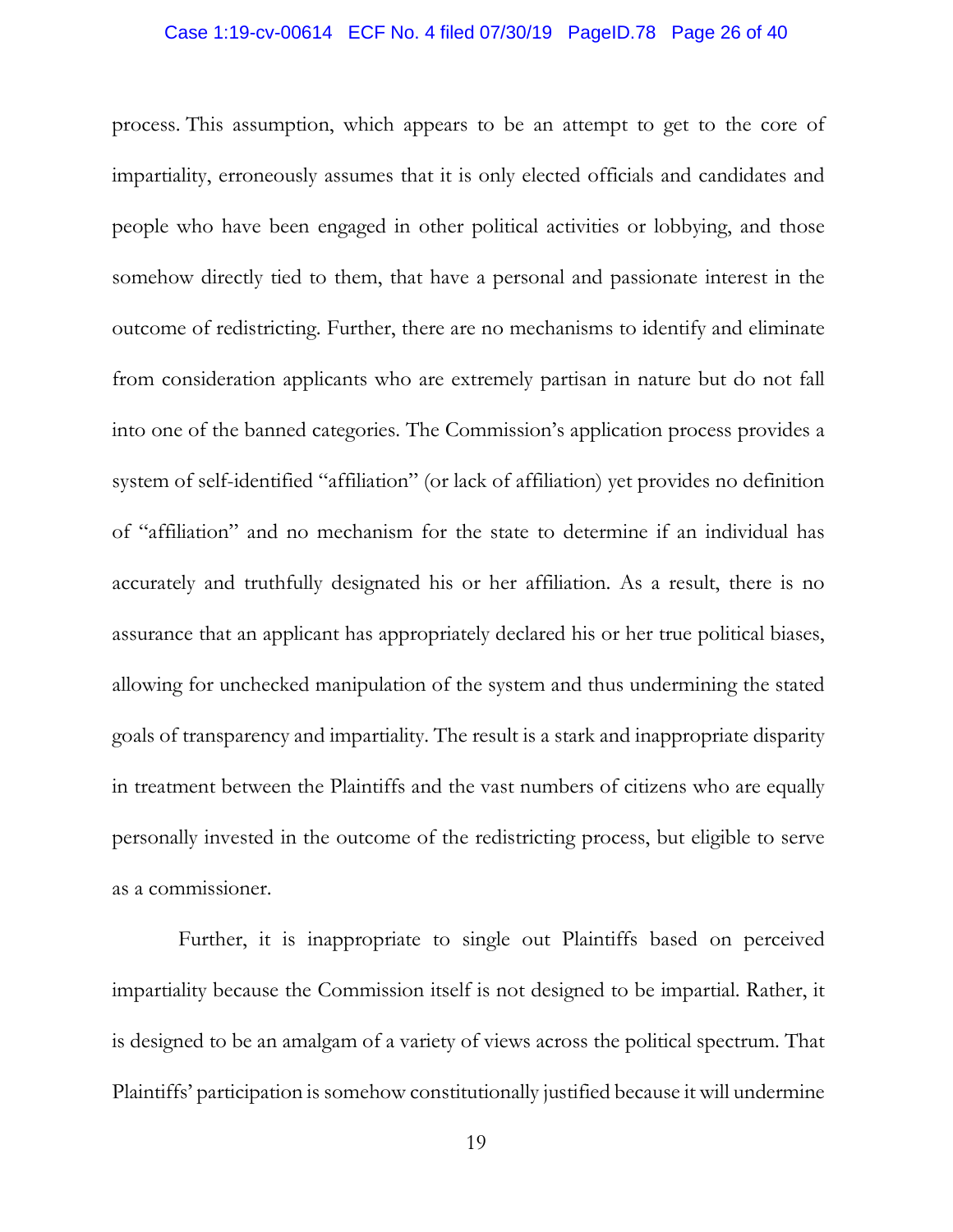process. This assumption, which appears to be an attempt to get to the core of impartiality, erroneously assumes that it is only elected officials and candidates and people who have been engaged in other political activities or lobbying, and those somehow directly tied to them, that have a personal and passionate interest in the outcome of redistricting. Further, there are no mechanisms to identify and eliminate from consideration applicants who are extremely partisan in nature but do not fall into one of the banned categories. The Commission's application process provides a system of self-identified "affiliation" (or lack of affiliation) yet provides no definition of "affiliation" and no mechanism for the state to determine if an individual has accurately and truthfully designated his or her affiliation. As a result, there is no assurance that an applicant has appropriately declared his or her true political biases, allowing for unchecked manipulation of the system and thus undermining the stated goals of transparency and impartiality. The result is a stark and inappropriate disparity in treatment between the Plaintiffs and the vast numbers of citizens who are equally personally invested in the outcome of the redistricting process, but eligible to serve as a commissioner.

Further, it is inappropriate to single out Plaintiffs based on perceived impartiality because the Commission itself is not designed to be impartial. Rather, it is designed to be an amalgam of a variety of views across the political spectrum. That Plaintiffs' participation is somehow constitutionally justified because it will undermine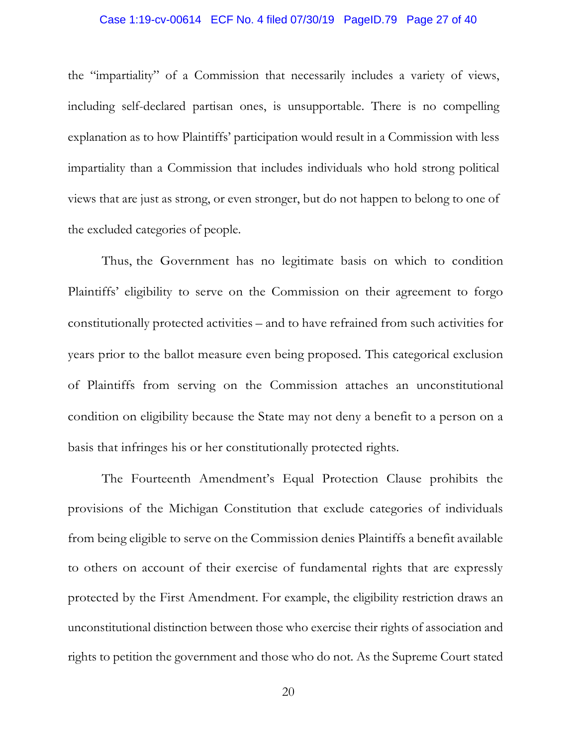the "impartiality" of a Commission that necessarily includes a variety of views, including self-declared partisan ones, is unsupportable. There is no compelling explanation as to how Plaintiffs' participation would result in a Commission with less impartiality than a Commission that includes individuals who hold strong political views that are just as strong, or even stronger, but do not happen to belong to one of the excluded categories of people.

Thus, the Government has no legitimate basis on which to condition Plaintiffs' eligibility to serve on the Commission on their agreement to forgo constitutionally protected activities – and to have refrained from such activities for years prior to the ballot measure even being proposed. This categorical exclusion of Plaintiffs from serving on the Commission attaches an unconstitutional condition on eligibility because the State may not deny a benefit to a person on a basis that infringes his or her constitutionally protected rights.

The Fourteenth Amendment's Equal Protection Clause prohibits the provisions of the Michigan Constitution that exclude categories of individuals from being eligible to serve on the Commission denies Plaintiffs a benefit available to others on account of their exercise of fundamental rights that are expressly protected by the First Amendment. For example, the eligibility restriction draws an unconstitutional distinction between those who exercise their rights of association and rights to petition the government and those who do not. As the Supreme Court stated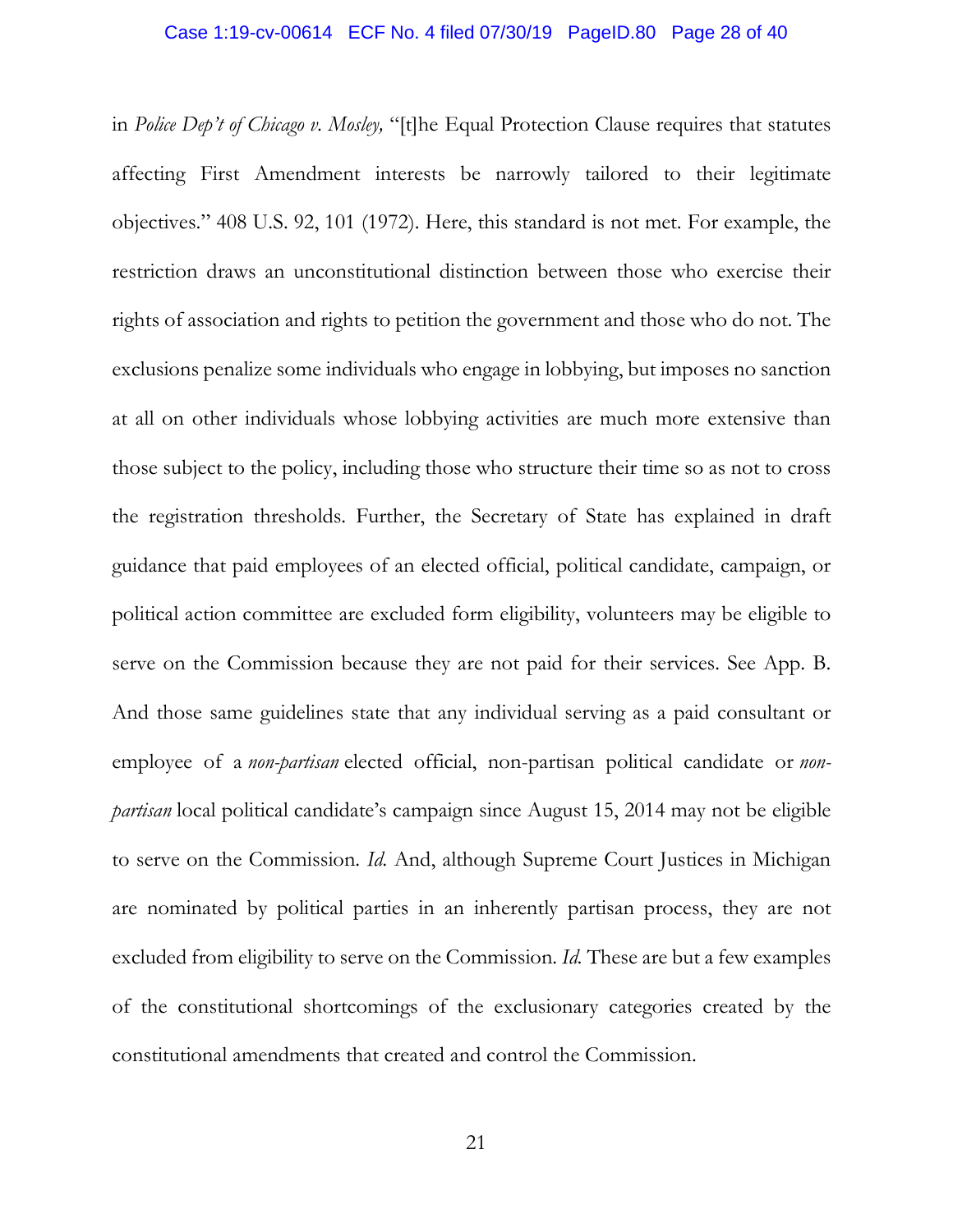in *Police Dep't of Chicago v. Mosley,* "[t]he Equal Protection Clause requires that statutes affecting First Amendment interests be narrowly tailored to their legitimate objectives." 408 U.S. 92, 101 (1972). Here, this standard is not met. For example, the restriction draws an unconstitutional distinction between those who exercise their rights of association and rights to petition the government and those who do not. The exclusions penalize some individuals who engage in lobbying, but imposes no sanction at all on other individuals whose lobbying activities are much more extensive than those subject to the policy, including those who structure their time so as not to cross the registration thresholds. Further, the Secretary of State has explained in draft guidance that paid employees of an elected official, political candidate, campaign, or political action committee are excluded form eligibility, volunteers may be eligible to serve on the Commission because they are not paid for their services. See App. B. And those same guidelines state that any individual serving as a paid consultant or employee of a *non-partisan* elected official, non-partisan political candidate or *non-partisan* local political candidate's campaign since August 15, 2014 may not be eligible to serve on the Commission. *Id.* And, although Supreme Court Justices in Michigan are nominated by political parties in an inherently partisan process, they are not excluded from eligibility to serve on the Commission. *Id.* These are but a few examples of the constitutional shortcomings of the exclusionary categories created by the constitutional amendments that created and control the Commission.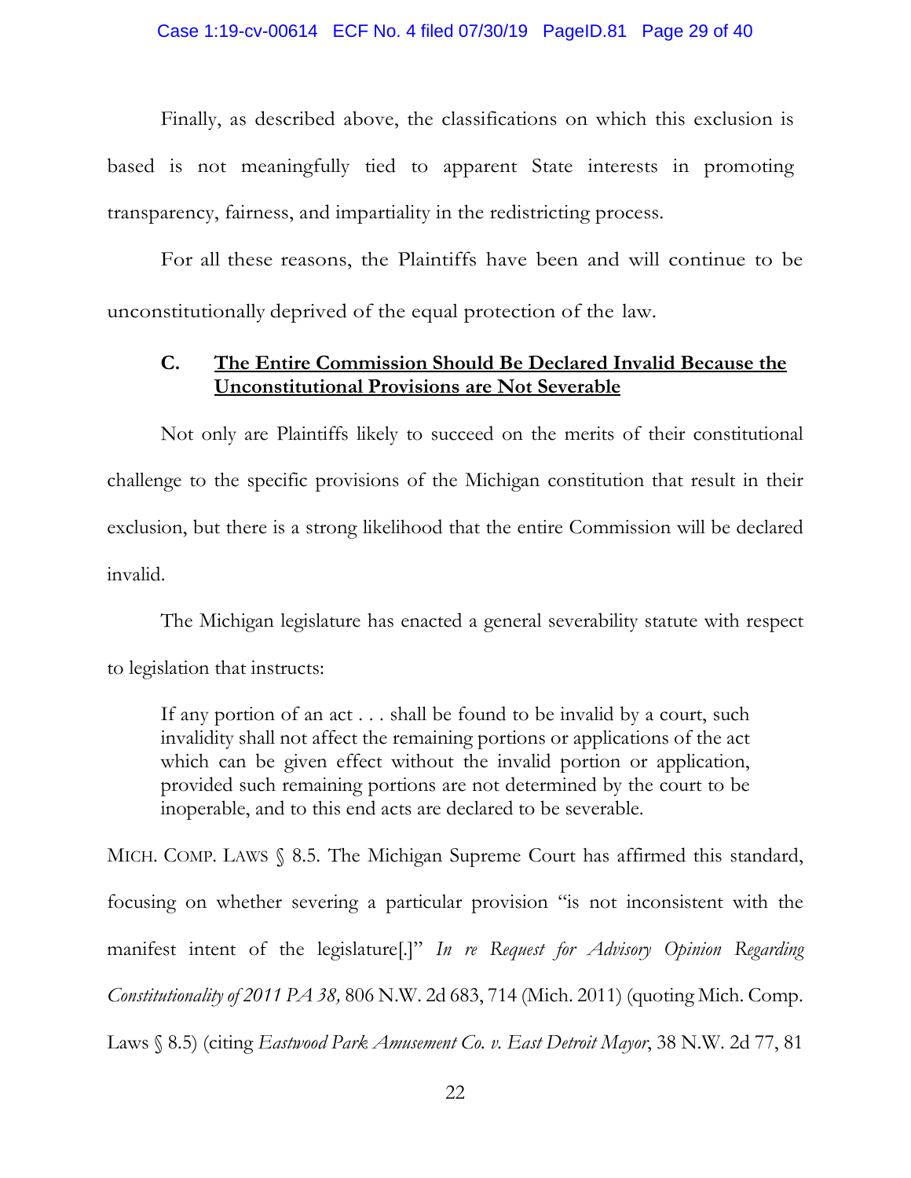Finally, as described above, the classifications on which this exclusion is based is not meaningfully tied to apparent State interests in promoting transparency, fairness, and impartiality in the redistricting process.

For all these reasons, the Plaintiffs have been and will continue to be unconstitutionally deprived of the equal protection of the law.

### C. <u>The Entire Commission Should Be Declared Invalid Because the Unconstitutional Provisions are Not Severable</u>

Not only are Plaintiffs likely to succeed on the merits of their constitutional challenge to the specific provisions of the Michigan constitution that result in their exclusion, but there is a strong likelihood that the entire Commission will be declared invalid.

The Michigan legislature has enacted a general severability statute with respect to legislation that instructs:

> If any portion of an act . . . shall be found to be invalid by a court, such invalidity shall not affect the remaining portions or applications of the act which can be given effect without the invalid portion or application, provided such remaining portions are not determined by the court to be inoperable, and to this end acts are declared to be severable.

MICH. COMP. LAWS § 8.5. The Michigan Supreme Court has affirmed this standard, focusing on whether severing a particular provision "is not inconsistent with the manifest intent of the legislature[.]" *In re Request for Advisory Opinion Regarding Constitutionality of 2011 PA 38,* 806 N.W. 2d 683, 714 (Mich. 2011) (quoting Mich. Comp. Laws § 8.5) (citing *Eastwood Park Amusement Co. v. East Detroit Mayor*, 38 N.W. 2d 77, 81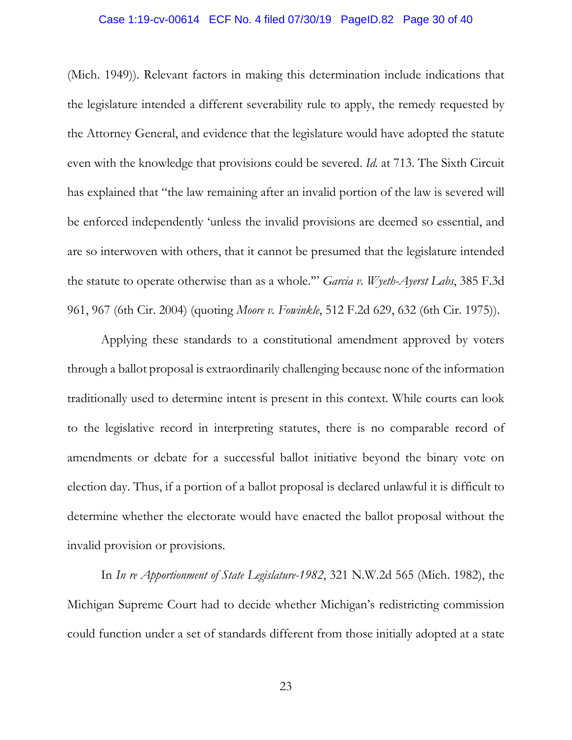(Mich. 1949)). Relevant factors in making this determination include indications that the legislature intended a different severability rule to apply, the remedy requested by the Attorney General, and evidence that the legislature would have adopted the statute even with the knowledge that provisions could be severed. *Id.* at 713. The Sixth Circuit has explained that "the law remaining after an invalid portion of the law is severed will be enforced independently 'unless the invalid provisions are deemed so essential, and are so interwoven with others, that it cannot be presumed that the legislature intended the statute to operate otherwise than as a whole.'" *Garcia v. Wyeth-Ayerst Labs*, 385 F.3d 961, 967 (6th Cir. 2004) (quoting *Moore v. Fowinkle*, 512 F.2d 629, 632 (6th Cir. 1975)).

Applying these standards to a constitutional amendment approved by voters through a ballot proposal is extraordinarily challenging because none of the information traditionally used to determine intent is present in this context. While courts can look to the legislative record in interpreting statutes, there is no comparable record of amendments or debate for a successful ballot initiative beyond the binary vote on election day. Thus, if a portion of a ballot proposal is declared unlawful it is difficult to determine whether the electorate would have enacted the ballot proposal without the invalid provision or provisions.

In *In re Apportionment of State Legislature-1982*, 321 N.W.2d 565 (Mich. 1982), the Michigan Supreme Court had to decide whether Michigan's redistricting commission could function under a set of standards different from those initially adopted at a state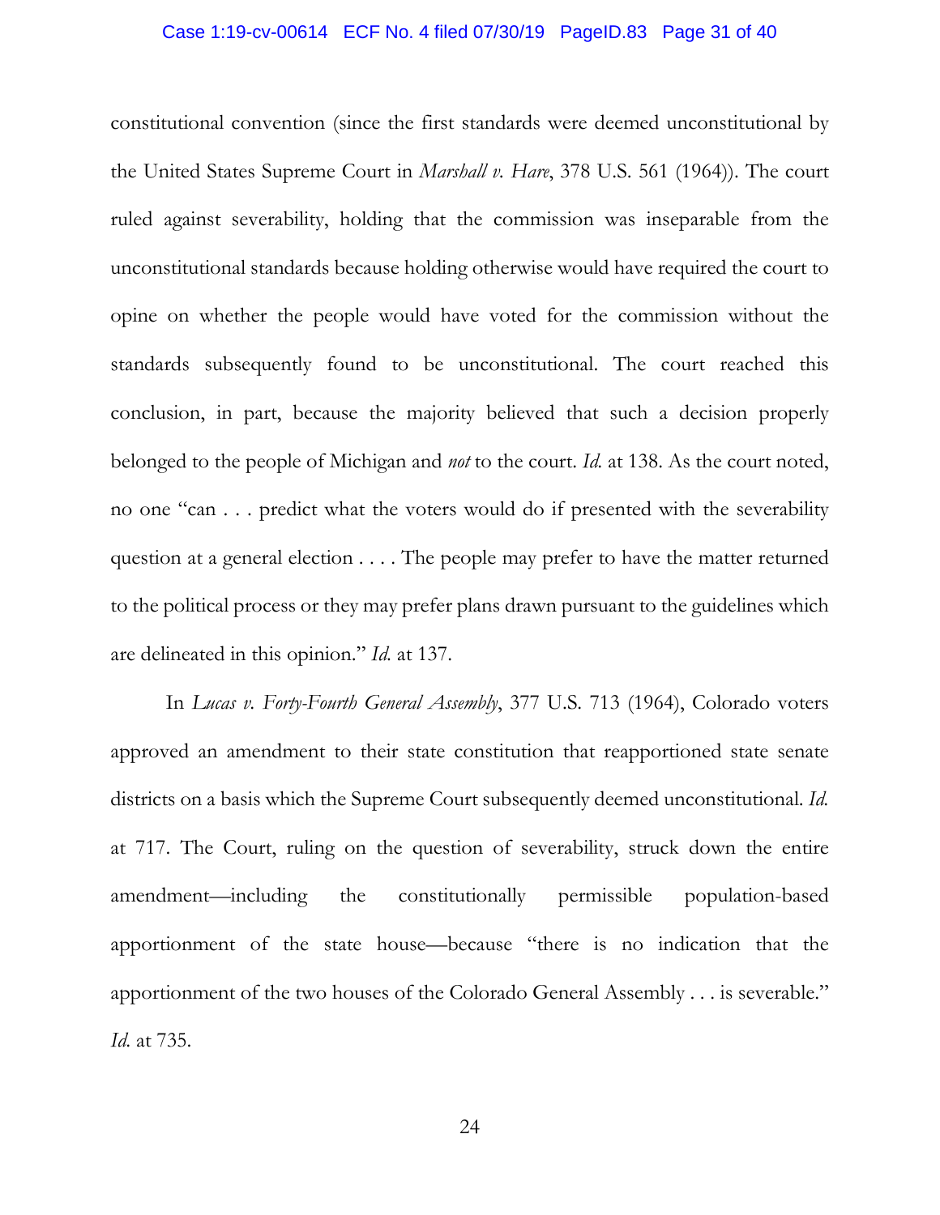constitutional convention (since the first standards were deemed unconstitutional by the United States Supreme Court in *Marshall v. Hare*, 378 U.S. 561 (1964)). The court ruled against severability, holding that the commission was inseparable from the unconstitutional standards because holding otherwise would have required the court to opine on whether the people would have voted for the commission without the standards subsequently found to be unconstitutional. The court reached this conclusion, in part, because the majority believed that such a decision properly belonged to the people of Michigan and *not* to the court. *Id.* at 138. As the court noted, no one "can . . . predict what the voters would do if presented with the severability question at a general election . . . . The people may prefer to have the matter returned to the political process or they may prefer plans drawn pursuant to the guidelines which are delineated in this opinion." *Id.* at 137.

In *Lucas v. Forty-Fourth General Assembly*, 377 U.S. 713 (1964), Colorado voters approved an amendment to their state constitution that reapportioned state senate districts on a basis which the Supreme Court subsequently deemed unconstitutional. *Id.* at 717. The Court, ruling on the question of severability, struck down the entire amendment—including the constitutionally permissible population-based apportionment of the state house—because "there is no indication that the apportionment of the two houses of the Colorado General Assembly . . . is severable." *Id.* at 735.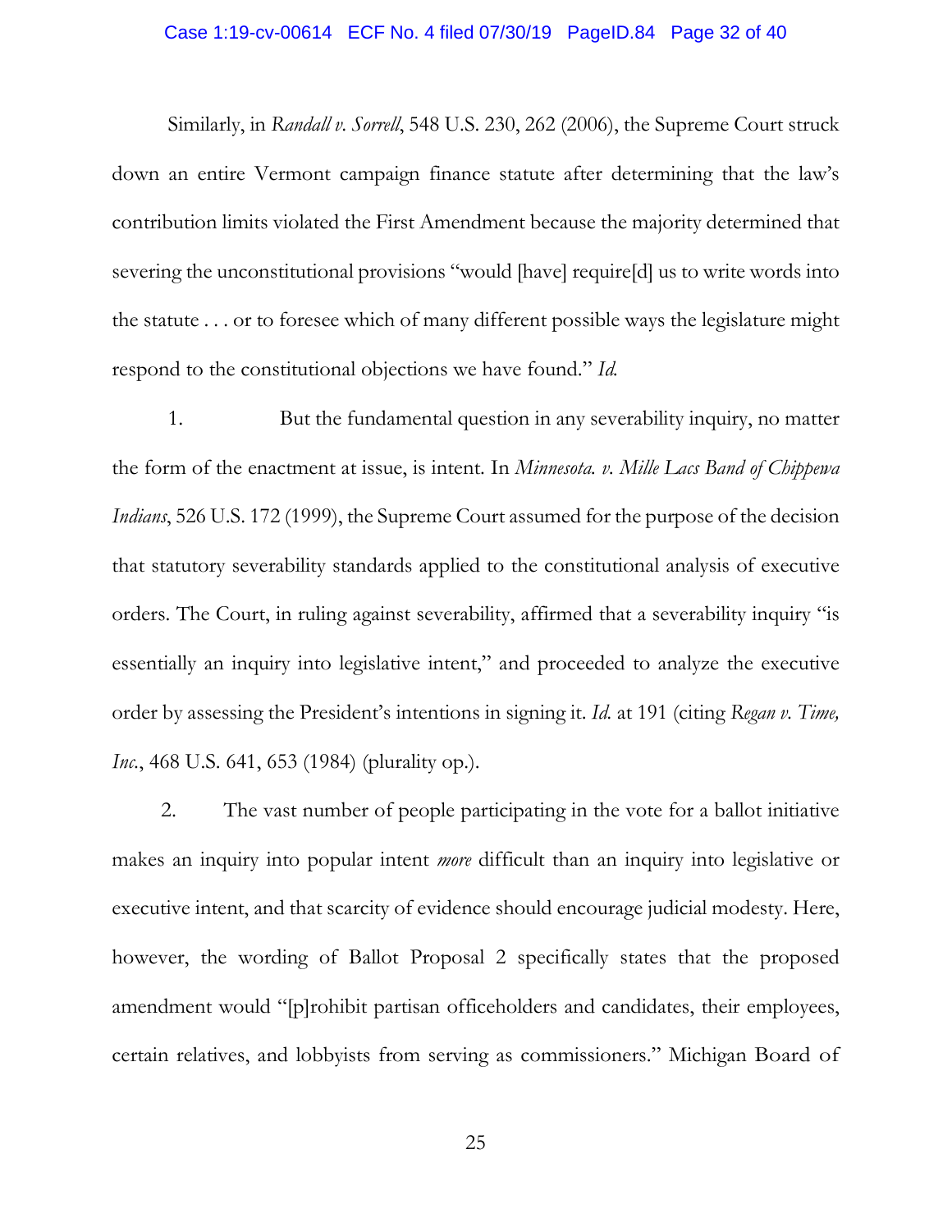Similarly, in *Randall v. Sorrell*, 548 U.S. 230, 262 (2006), the Supreme Court struck down an entire Vermont campaign finance statute after determining that the law's contribution limits violated the First Amendment because the majority determined that severing the unconstitutional provisions "would [have] require[d] us to write words into the statute . . . or to foresee which of many different possible ways the legislature might respond to the constitutional objections we have found." *Id.*

1. But the fundamental question in any severability inquiry, no matter the form of the enactment at issue, is intent. In *Minnesota. v. Mille Lacs Band of Chippewa Indians*, 526 U.S. 172 (1999), the Supreme Court assumed for the purpose of the decision that statutory severability standards applied to the constitutional analysis of executive orders. The Court, in ruling against severability, affirmed that a severability inquiry "is essentially an inquiry into legislative intent," and proceeded to analyze the executive order by assessing the President's intentions in signing it. *Id.* at 191 (citing *Regan v. Time, Inc.*, 468 U.S. 641, 653 (1984) (plurality op.).

2. The vast number of people participating in the vote for a ballot initiative makes an inquiry into popular intent *more* difficult than an inquiry into legislative or executive intent, and that scarcity of evidence should encourage judicial modesty. Here, however, the wording of Ballot Proposal 2 specifically states that the proposed amendment would "[p]rohibit partisan officeholders and candidates, their employees, certain relatives, and lobbyists from serving as commissioners." Michigan Board of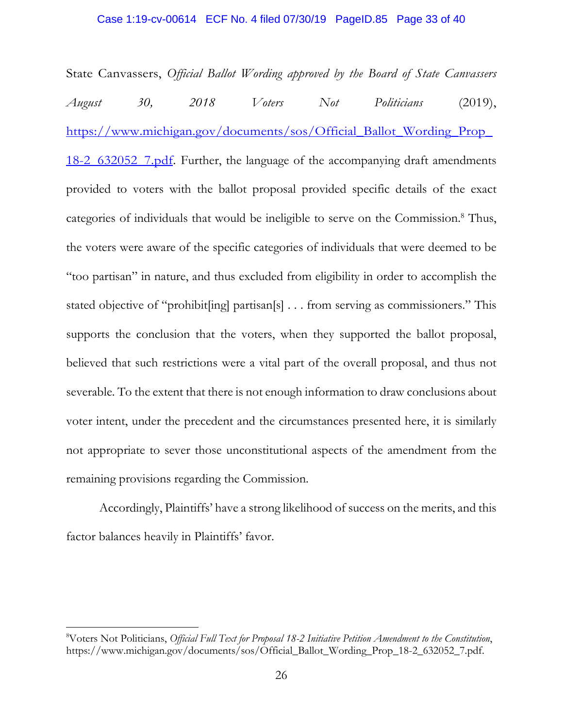State Canvassers, *Official Ballot Wording approved by the Board of State Canvassers August 30, 2018 Voters Not Politicians* (2019), https://www.michigan.gov/documents/sos/Official_Ballot_Wording_Prop_18-2_632052_7.pdf. Further, the language of the accompanying draft amendments provided to voters with the ballot proposal provided specific details of the exact categories of individuals that would be ineligible to serve on the Commission.[8] Thus, the voters were aware of the specific categories of individuals that were deemed to be "too partisan" in nature, and thus excluded from eligibility in order to accomplish the stated objective of "prohibit[ing] partisan[s] . . . from serving as commissioners." This supports the conclusion that the voters, when they supported the ballot proposal, believed that such restrictions were a vital part of the overall proposal, and thus not severable. To the extent that there is not enough information to draw conclusions about voter intent, under the precedent and the circumstances presented here, it is similarly not appropriate to sever those unconstitutional aspects of the amendment from the remaining provisions regarding the Commission.

Accordingly, Plaintiffs' have a strong likelihood of success on the merits, and this factor balances heavily in Plaintiffs' favor.

---

[8] Voters Not Politicians, *Official Full Text for Proposal 18-2 Initiative Petition Amendment to the Constitution*, https://www.michigan.gov/documents/sos/Official_Ballot_Wording_Prop_18-2_632052_7.pdf.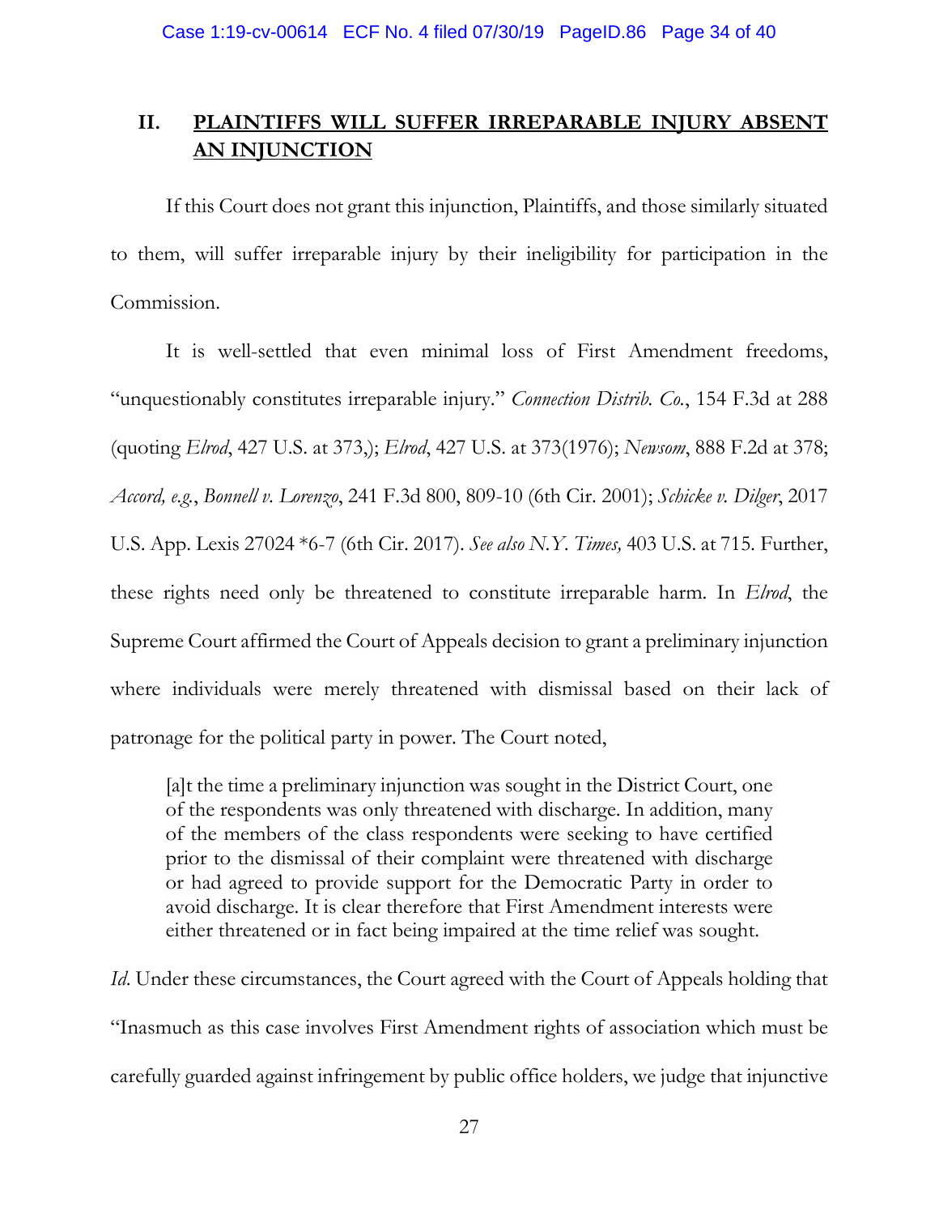## II. **PLAINTIFFS WILL SUFFER IRREPARABLE INJURY ABSENT AN INJUNCTION**

If this Court does not grant this injunction, Plaintiffs, and those similarly situated to them, will suffer irreparable injury by their ineligibility for participation in the Commission.

It is well-settled that even minimal loss of First Amendment freedoms, "unquestionably constitutes irreparable injury." *Connection Distrib. Co.*, 154 F.3d at 288 (quoting *Elrod*, 427 U.S. at 373,); *Elrod*, 427 U.S. at 373(1976); *Newsom*, 888 F.2d at 378; *Accord, e.g.*, *Bonnell v. Lorenzo*, 241 F.3d 800, 809-10 (6th Cir. 2001); *Schicke v. Dilger*, 2017 U.S. App. Lexis 27024 *6-7 (6th Cir. 2017). *See also N.Y. Times,* 403 U.S. at 715. Further, these rights need only be threatened to constitute irreparable harm. In *Elrod*, the Supreme Court affirmed the Court of Appeals decision to grant a preliminary injunction where individuals were merely threatened with dismissal based on their lack of patronage for the political party in power. The Court noted,

> [a]t the time a preliminary injunction was sought in the District Court, one of the respondents was only threatened with discharge. In addition, many of the members of the class respondents were seeking to have certified prior to the dismissal of their complaint were threatened with discharge or had agreed to provide support for the Democratic Party in order to avoid discharge. It is clear therefore that First Amendment interests were either threatened or in fact being impaired at the time relief was sought.

*Id*. Under these circumstances, the Court agreed with the Court of Appeals holding that "Inasmuch as this case involves First Amendment rights of association which must be carefully guarded against infringement by public office holders, we judge that injunctive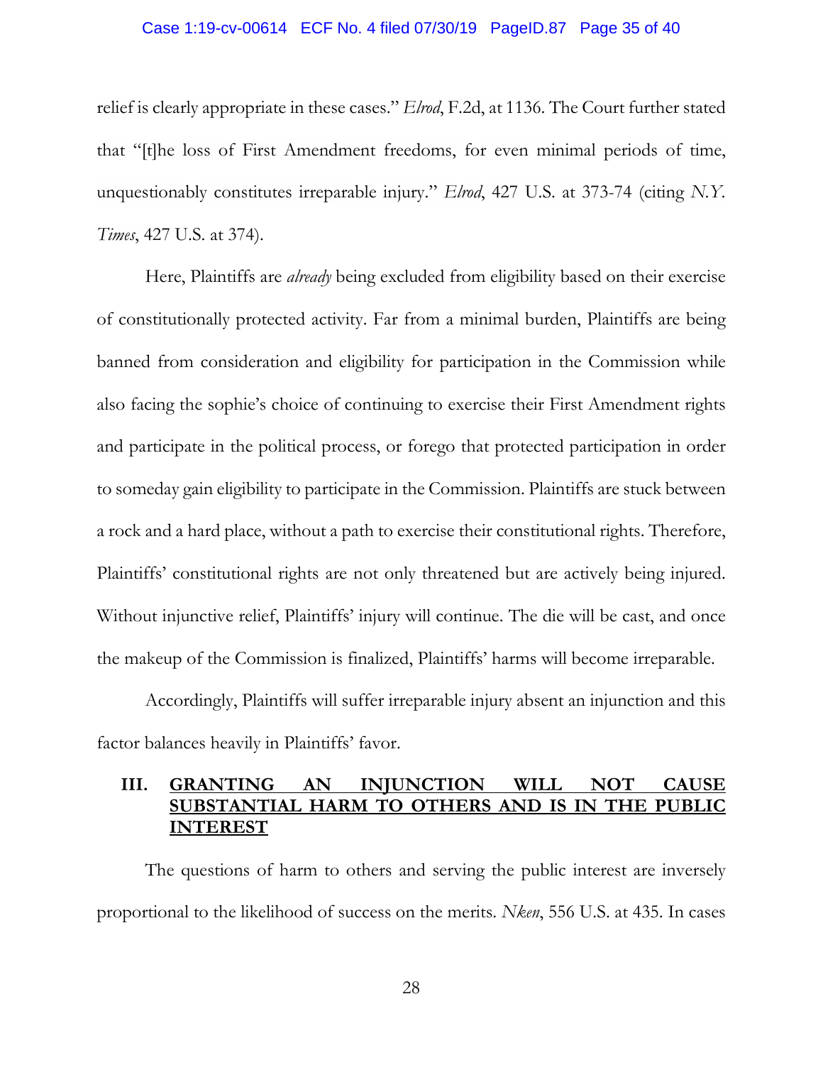relief is clearly appropriate in these cases." *Elrod*, F.2d, at 1136. The Court further stated that "[t]he loss of First Amendment freedoms, for even minimal periods of time, unquestionably constitutes irreparable injury." *Elrod*, 427 U.S. at 373-74 (citing *N.Y. Times*, 427 U.S. at 374).

Here, Plaintiffs are *already* being excluded from eligibility based on their exercise of constitutionally protected activity. Far from a minimal burden, Plaintiffs are being banned from consideration and eligibility for participation in the Commission while also facing the sophie's choice of continuing to exercise their First Amendment rights and participate in the political process, or forego that protected participation in order to someday gain eligibility to participate in the Commission. Plaintiffs are stuck between a rock and a hard place, without a path to exercise their constitutional rights. Therefore, Plaintiffs' constitutional rights are not only threatened but are actively being injured. Without injunctive relief, Plaintiffs' injury will continue. The die will be cast, and once the makeup of the Commission is finalized, Plaintiffs' harms will become irreparable.

Accordingly, Plaintiffs will suffer irreparable injury absent an injunction and this factor balances heavily in Plaintiffs' favor.

## III. GRANTING AN INJUNCTION WILL NOT CAUSE SUBSTANTIAL HARM TO OTHERS AND IS IN THE PUBLIC INTEREST

The questions of harm to others and serving the public interest are inversely proportional to the likelihood of success on the merits. *Nken*, 556 U.S. at 435. In cases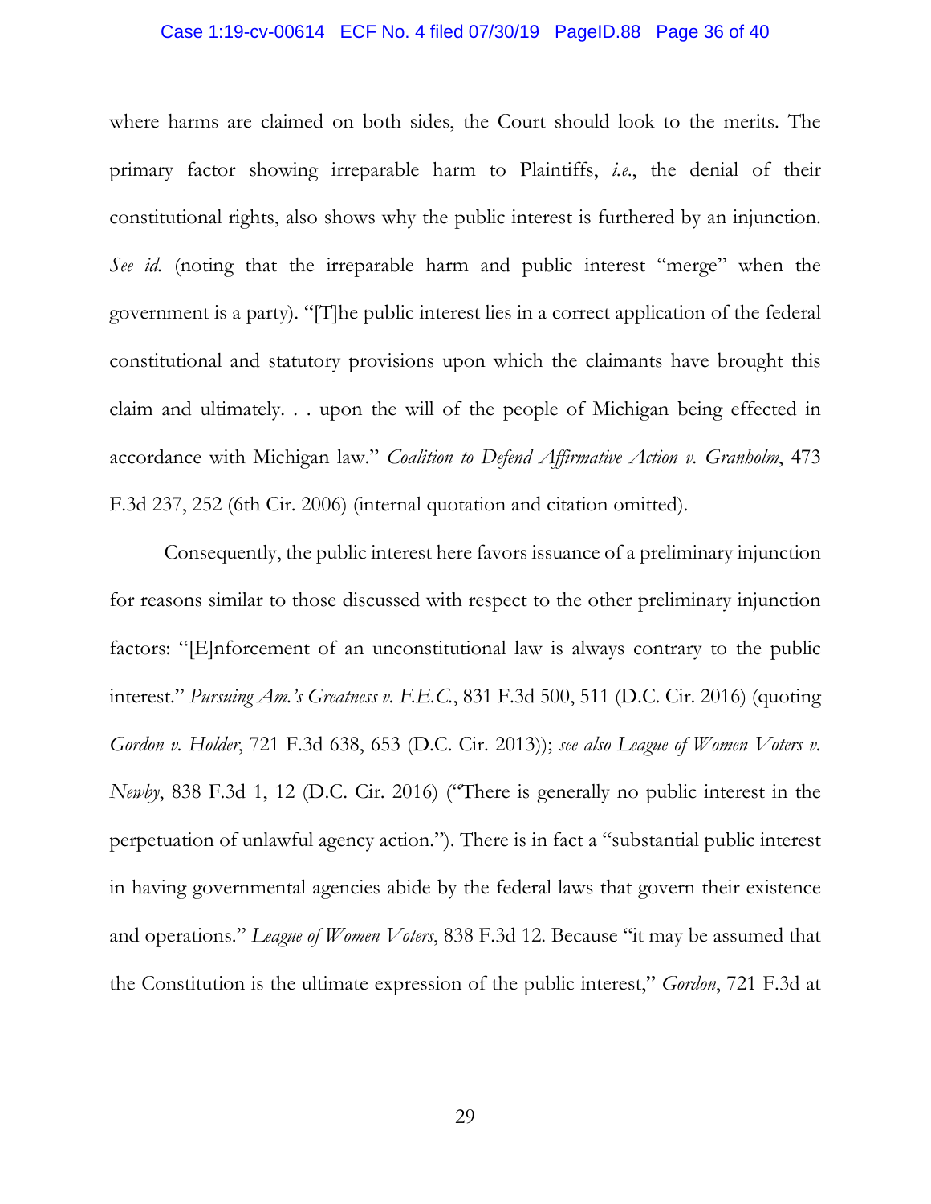where harms are claimed on both sides, the Court should look to the merits. The primary factor showing irreparable harm to Plaintiffs, *i.e.*, the denial of their constitutional rights, also shows why the public interest is furthered by an injunction. *See id.* (noting that the irreparable harm and public interest "merge" when the government is a party). "[T]he public interest lies in a correct application of the federal constitutional and statutory provisions upon which the claimants have brought this claim and ultimately. . . upon the will of the people of Michigan being effected in accordance with Michigan law." *Coalition to Defend Affirmative Action v. Granholm*, 473 F.3d 237, 252 (6th Cir. 2006) (internal quotation and citation omitted).

Consequently, the public interest here favors issuance of a preliminary injunction for reasons similar to those discussed with respect to the other preliminary injunction factors: "[E]nforcement of an unconstitutional law is always contrary to the public interest." *Pursuing Am.'s Greatness v. F.E.C.*, 831 F.3d 500, 511 (D.C. Cir. 2016) (quoting *Gordon v. Holder*, 721 F.3d 638, 653 (D.C. Cir. 2013)); *see also League of Women Voters v. Newby*, 838 F.3d 1, 12 (D.C. Cir. 2016) ("There is generally no public interest in the perpetuation of unlawful agency action."). There is in fact a "substantial public interest in having governmental agencies abide by the federal laws that govern their existence and operations." *League of Women Voters*, 838 F.3d 12. Because "it may be assumed that the Constitution is the ultimate expression of the public interest," *Gordon*, 721 F.3d at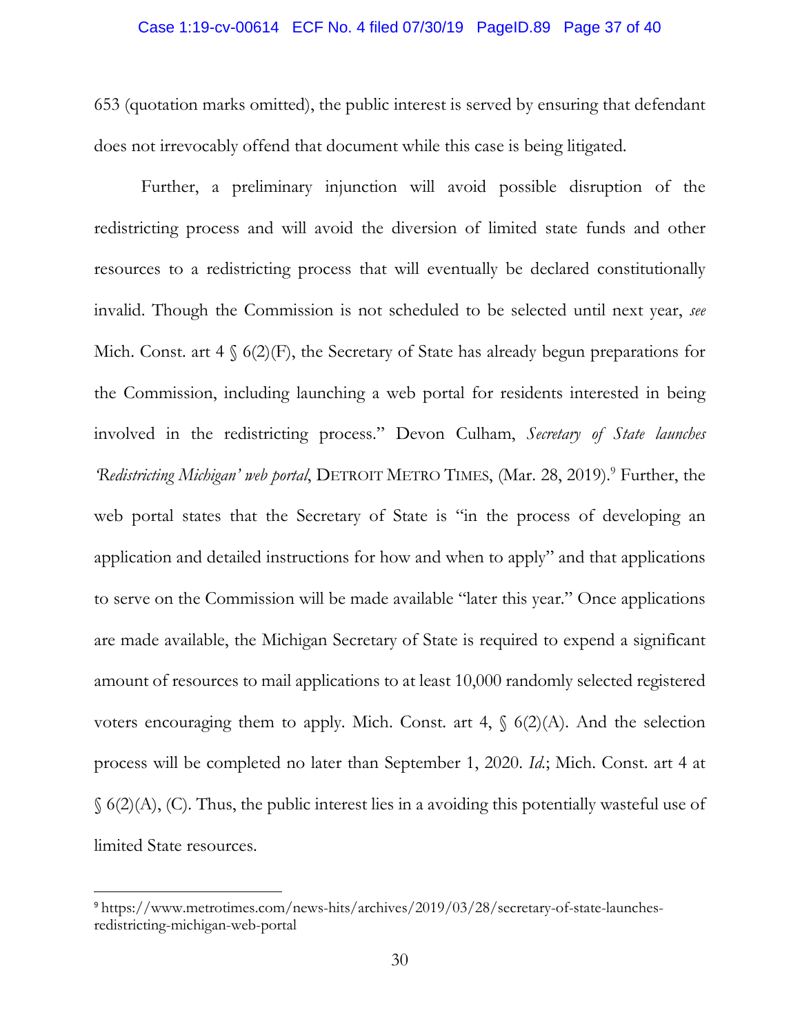653 (quotation marks omitted), the public interest is served by ensuring that defendant does not irrevocably offend that document while this case is being litigated.

Further, a preliminary injunction will avoid possible disruption of the redistricting process and will avoid the diversion of limited state funds and other resources to a redistricting process that will eventually be declared constitutionally invalid. Though the Commission is not scheduled to be selected until next year, *see* Mich. Const. art 4 § 6(2)(F), the Secretary of State has already begun preparations for the Commission, including launching a web portal for residents interested in being involved in the redistricting process." Devon Culham, *Secretary of State launches 'Redistricting Michigan' web portal*, DETROIT METRO TIMES, (Mar. 28, 2019).[9] Further, the web portal states that the Secretary of State is "in the process of developing an application and detailed instructions for how and when to apply" and that applications to serve on the Commission will be made available "later this year." Once applications are made available, the Michigan Secretary of State is required to expend a significant amount of resources to mail applications to at least 10,000 randomly selected registered voters encouraging them to apply. Mich. Const. art 4, § 6(2)(A). And the selection process will be completed no later than September 1, 2020. *Id.*; Mich. Const. art 4 at § 6(2)(A), (C). Thus, the public interest lies in a avoiding this potentially wasteful use of limited State resources.

---

[9] https://www.metrotimes.com/news-hits/archives/2019/03/28/secretary-of-state-launches-redistricting-michigan-web-portal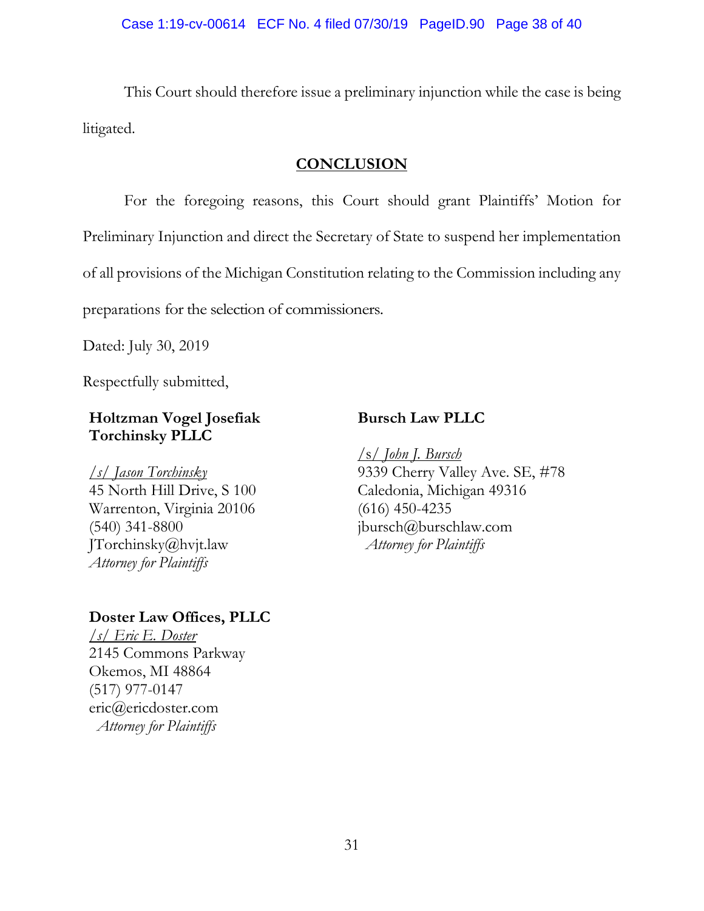This Court should therefore issue a preliminary injunction while the case is being litigated.

## CONCLUSION

For the foregoing reasons, this Court should grant Plaintiffs' Motion for Preliminary Injunction and direct the Secretary of State to suspend her implementation of all provisions of the Michigan Constitution relating to the Commission including any preparations for the selection of commissioners.

Dated: July 30, 2019

Respectfully submitted,

**Holtzman Vogel Josefiak Torchinsky PLLC**

/s/ Jason Torchinsky
45 North Hill Drive, S 100
Warrenton, Virginia 20106
(540) 341-8800
JTorchinsky@hvjt.law
*Attorney for Plaintiffs*

**Bursch Law PLLC**

/s/ John J. Bursch
9339 Cherry Valley Ave. SE, #78
Caledonia, Michigan 49316
(616) 450-4235
jbursch@burschlaw.com
*Attorney for Plaintiffs*

**Doster Law Offices, PLLC**
/s/ Eric E. Doster
2145 Commons Parkway
Okemos, MI 48864
(517) 977-0147
eric@ericdoster.com
*Attorney for Plaintiffs*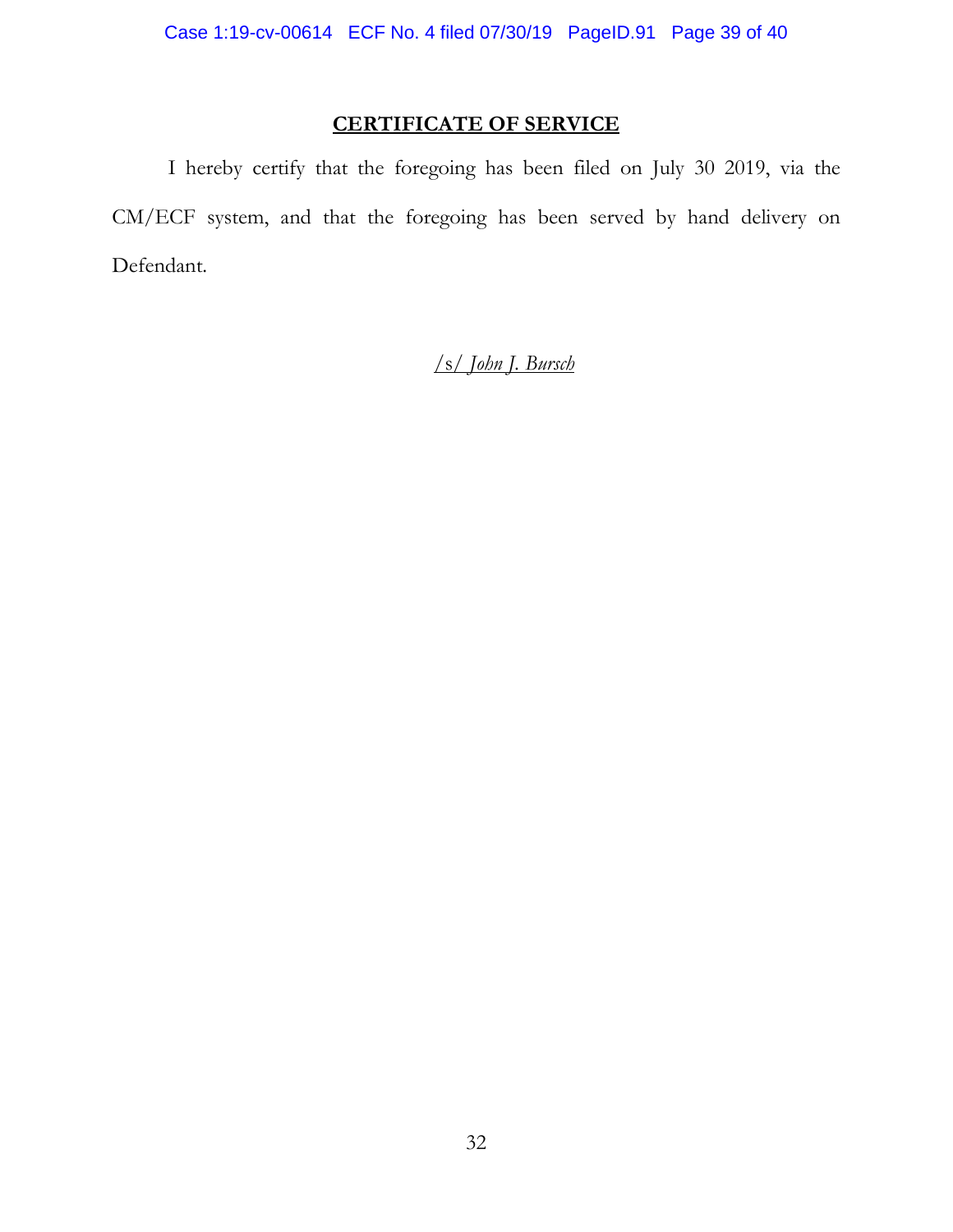**CERTIFICATE OF SERVICE**

I hereby certify that the foregoing has been filed on July 30 2019, via the CM/ECF system, and that the foregoing has been served by hand delivery on Defendant.

/s/ *John J. Bursch*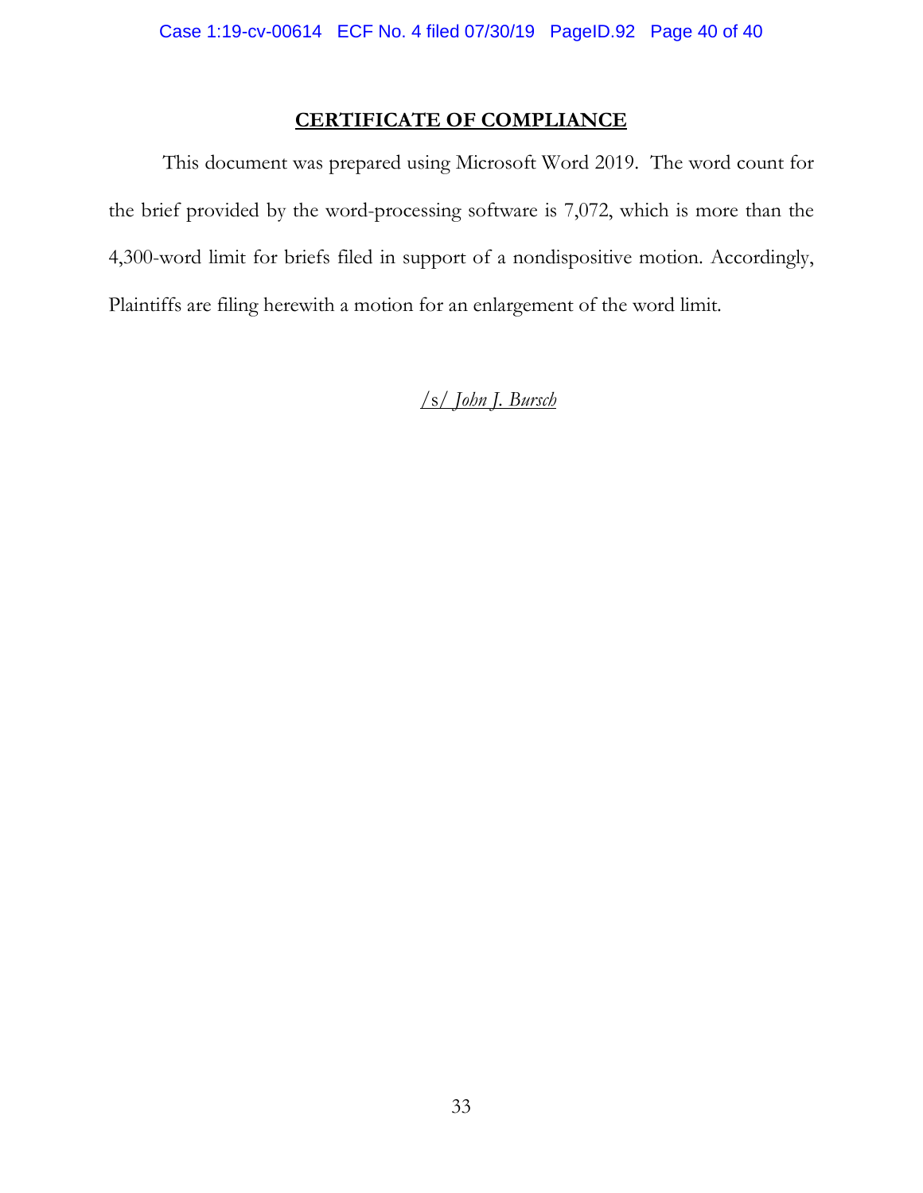# **CERTIFICATE OF COMPLIANCE**

This document was prepared using Microsoft Word 2019. The word count for the brief provided by the word-processing software is 7,072, which is more than the 4,300-word limit for briefs filed in support of a nondispositive motion. Accordingly, Plaintiffs are filing herewith a motion for an enlargement of the word limit.

*/s/ John J. Bursch*